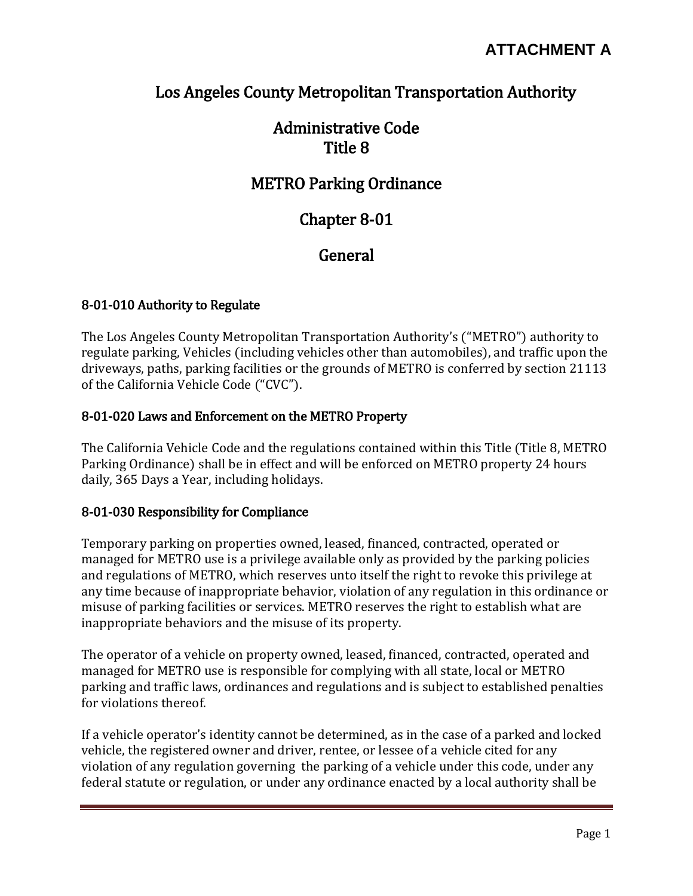**ATTACHMENT A**

# Los Angeles County Metropolitan Transportation Authority

# Administrative Code
# Title 8

# METRO Parking Ordinance

# Chapter 8-01

# General

### 8-01-010 Authority to Regulate

The Los Angeles County Metropolitan Transportation Authority's ("METRO") authority to regulate parking, Vehicles (including vehicles other than automobiles), and traffic upon the driveways, paths, parking facilities or the grounds of METRO is conferred by section 21113 of the California Vehicle Code ("CVC").

### 8-01-020 Laws and Enforcement on the METRO Property

The California Vehicle Code and the regulations contained within this Title (Title 8, METRO Parking Ordinance) shall be in effect and will be enforced on METRO property 24 hours daily, 365 Days a Year, including holidays.

### 8-01-030 Responsibility for Compliance

Temporary parking on properties owned, leased, financed, contracted, operated or managed for METRO use is a privilege available only as provided by the parking policies and regulations of METRO, which reserves unto itself the right to revoke this privilege at any time because of inappropriate behavior, violation of any regulation in this ordinance or misuse of parking facilities or services. METRO reserves the right to establish what are inappropriate behaviors and the misuse of its property.

The operator of a vehicle on property owned, leased, financed, contracted, operated and managed for METRO use is responsible for complying with all state, local or METRO parking and traffic laws, ordinances and regulations and is subject to established penalties for violations thereof.

If a vehicle operator's identity cannot be determined, as in the case of a parked and locked vehicle, the registered owner and driver, rentee, or lessee of a vehicle cited for any violation of any regulation governing the parking of a vehicle under this code, under any federal statute or regulation, or under any ordinance enacted by a local authority shall be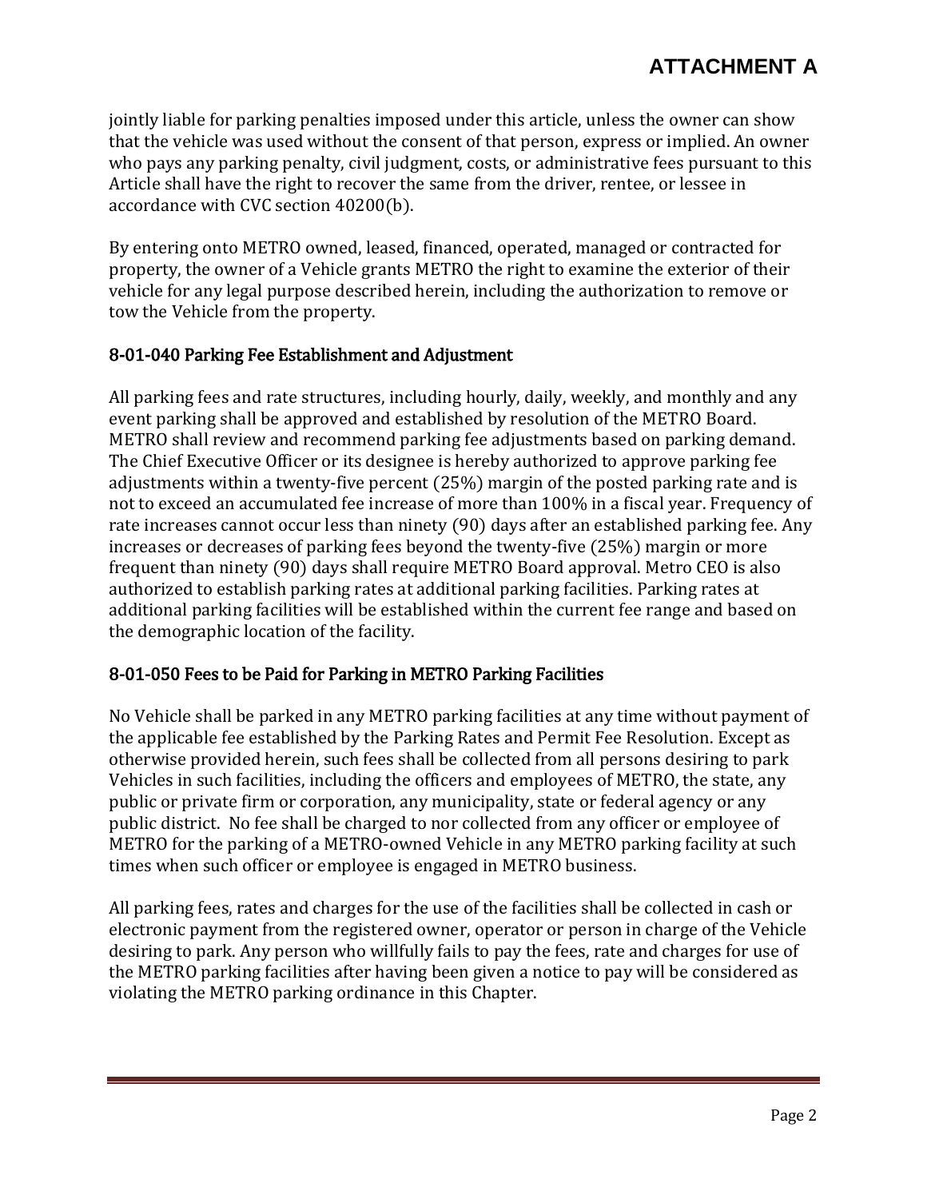jointly liable for parking penalties imposed under this article, unless the owner can show that the vehicle was used without the consent of that person, express or implied. An owner who pays any parking penalty, civil judgment, costs, or administrative fees pursuant to this Article shall have the right to recover the same from the driver, rentee, or lessee in accordance with CVC section 40200(b).

By entering onto METRO owned, leased, financed, operated, managed or contracted for property, the owner of a Vehicle grants METRO the right to examine the exterior of their vehicle for any legal purpose described herein, including the authorization to remove or tow the Vehicle from the property.

### 8-01-040 Parking Fee Establishment and Adjustment

All parking fees and rate structures, including hourly, daily, weekly, and monthly and any event parking shall be approved and established by resolution of the METRO Board. METRO shall review and recommend parking fee adjustments based on parking demand. The Chief Executive Officer or its designee is hereby authorized to approve parking fee adjustments within a twenty-five percent (25%) margin of the posted parking rate and is not to exceed an accumulated fee increase of more than 100% in a fiscal year. Frequency of rate increases cannot occur less than ninety (90) days after an established parking fee. Any increases or decreases of parking fees beyond the twenty-five (25%) margin or more frequent than ninety (90) days shall require METRO Board approval. Metro CEO is also authorized to establish parking rates at additional parking facilities. Parking rates at additional parking facilities will be established within the current fee range and based on the demographic location of the facility.

### 8-01-050 Fees to be Paid for Parking in METRO Parking Facilities

No Vehicle shall be parked in any METRO parking facilities at any time without payment of the applicable fee established by the Parking Rates and Permit Fee Resolution. Except as otherwise provided herein, such fees shall be collected from all persons desiring to park Vehicles in such facilities, including the officers and employees of METRO, the state, any public or private firm or corporation, any municipality, state or federal agency or any public district. No fee shall be charged to nor collected from any officer or employee of METRO for the parking of a METRO-owned Vehicle in any METRO parking facility at such times when such officer or employee is engaged in METRO business.

All parking fees, rates and charges for the use of the facilities shall be collected in cash or electronic payment from the registered owner, operator or person in charge of the Vehicle desiring to park. Any person who willfully fails to pay the fees, rate and charges for use of the METRO parking facilities after having been given a notice to pay will be considered as violating the METRO parking ordinance in this Chapter.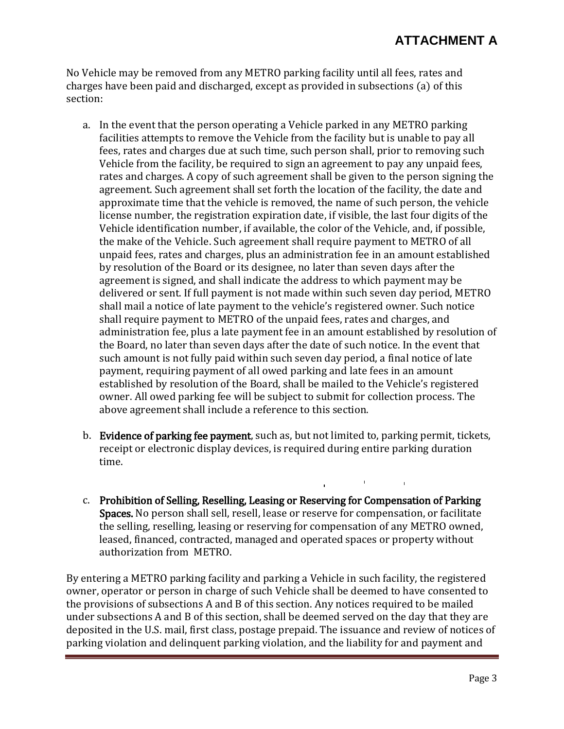No Vehicle may be removed from any METRO parking facility until all fees, rates and charges have been paid and discharged, except as provided in subsections (a) of this section:

a. In the event that the person operating a Vehicle parked in any METRO parking facilities attempts to remove the Vehicle from the facility but is unable to pay all fees, rates and charges due at such time, such person shall, prior to removing such Vehicle from the facility, be required to sign an agreement to pay any unpaid fees, rates and charges. A copy of such agreement shall be given to the person signing the agreement. Such agreement shall set forth the location of the facility, the date and approximate time that the vehicle is removed, the name of such person, the vehicle license number, the registration expiration date, if visible, the last four digits of the Vehicle identification number, if available, the color of the Vehicle, and, if possible, the make of the Vehicle. Such agreement shall require payment to METRO of all unpaid fees, rates and charges, plus an administration fee in an amount established by resolution of the Board or its designee, no later than seven days after the agreement is signed, and shall indicate the address to which payment may be delivered or sent. If full payment is not made within such seven day period, METRO shall mail a notice of late payment to the vehicle's registered owner. Such notice shall require payment to METRO of the unpaid fees, rates and charges, and administration fee, plus a late payment fee in an amount established by resolution of the Board, no later than seven days after the date of such notice. In the event that such amount is not fully paid within such seven day period, a final notice of late payment, requiring payment of all owed parking and late fees in an amount established by resolution of the Board, shall be mailed to the Vehicle's registered owner. All owed parking fee will be subject to submit for collection process. The above agreement shall include a reference to this section.

b. **Evidence of parking fee payment**, such as, but not limited to, parking permit, tickets, receipt or electronic display devices, is required during entire parking duration time.

c. **Prohibition of Selling, Reselling, Leasing or Reserving for Compensation of Parking Spaces.** No person shall sell, resell, lease or reserve for compensation, or facilitate the selling, reselling, leasing or reserving for compensation of any METRO owned, leased, financed, contracted, managed and operated spaces or property without authorization from METRO.

By entering a METRO parking facility and parking a Vehicle in such facility, the registered owner, operator or person in charge of such Vehicle shall be deemed to have consented to the provisions of subsections A and B of this section. Any notices required to be mailed under subsections A and B of this section, shall be deemed served on the day that they are deposited in the U.S. mail, first class, postage prepaid. The issuance and review of notices of parking violation and delinquent parking violation, and the liability for and payment and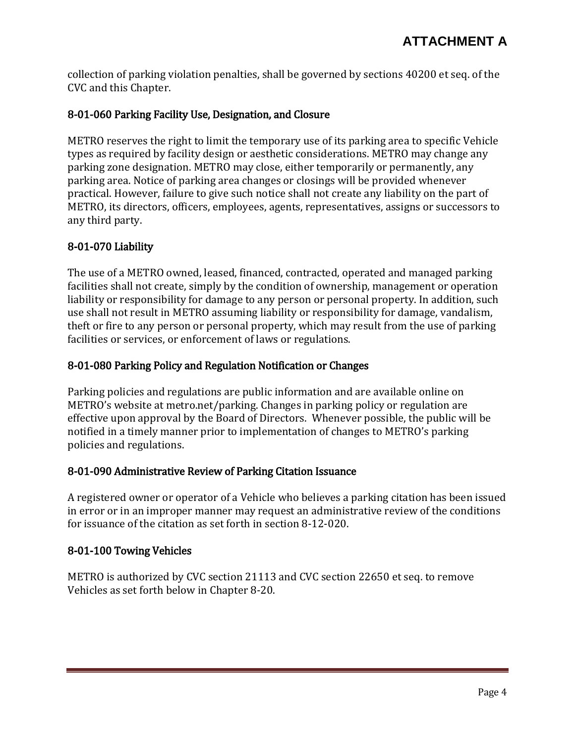collection of parking violation penalties, shall be governed by sections 40200 et seq. of the CVC and this Chapter.

### 8-01-060 Parking Facility Use, Designation, and Closure

METRO reserves the right to limit the temporary use of its parking area to specific Vehicle types as required by facility design or aesthetic considerations. METRO may change any parking zone designation. METRO may close, either temporarily or permanently, any parking area. Notice of parking area changes or closings will be provided whenever practical. However, failure to give such notice shall not create any liability on the part of METRO, its directors, officers, employees, agents, representatives, assigns or successors to any third party.

### 8-01-070 Liability

The use of a METRO owned, leased, financed, contracted, operated and managed parking facilities shall not create, simply by the condition of ownership, management or operation liability or responsibility for damage to any person or personal property. In addition, such use shall not result in METRO assuming liability or responsibility for damage, vandalism, theft or fire to any person or personal property, which may result from the use of parking facilities or services, or enforcement of laws or regulations.

### 8-01-080 Parking Policy and Regulation Notification or Changes

Parking policies and regulations are public information and are available online on METRO's website at metro.net/parking. Changes in parking policy or regulation are effective upon approval by the Board of Directors. Whenever possible, the public will be notified in a timely manner prior to implementation of changes to METRO's parking policies and regulations.

### 8-01-090 Administrative Review of Parking Citation Issuance

A registered owner or operator of a Vehicle who believes a parking citation has been issued in error or in an improper manner may request an administrative review of the conditions for issuance of the citation as set forth in section 8-12-020.

### 8-01-100 Towing Vehicles

METRO is authorized by CVC section 21113 and CVC section 22650 et seq. to remove Vehicles as set forth below in Chapter 8-20.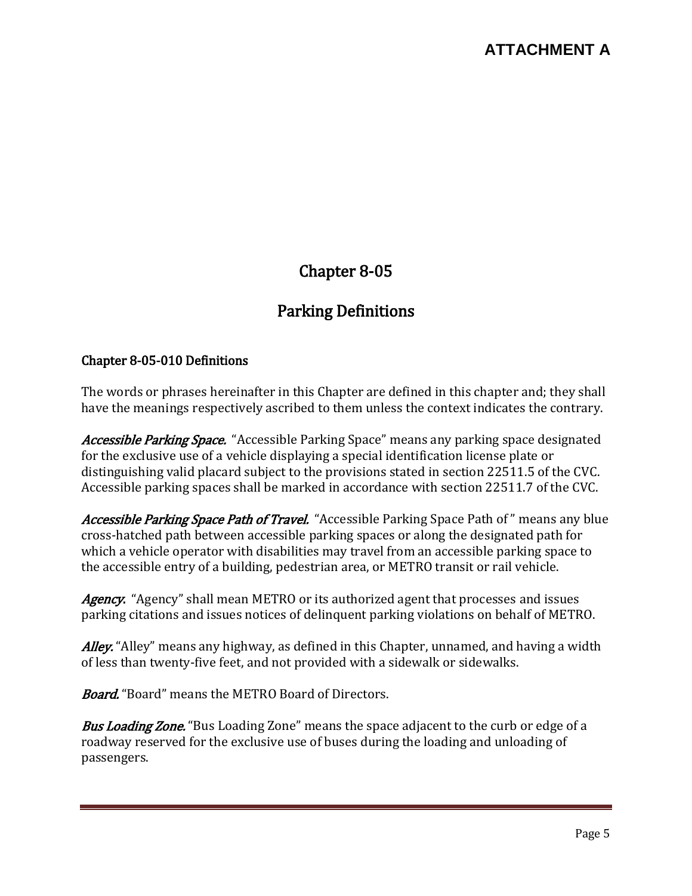**ATTACHMENT A**

# Chapter 8-05

# Parking Definitions

### Chapter 8-05-010 Definitions

The words or phrases hereinafter in this Chapter are defined in this chapter and; they shall have the meanings respectively ascribed to them unless the context indicates the contrary.

***Accessible Parking Space.*** "Accessible Parking Space" means any parking space designated for the exclusive use of a vehicle displaying a special identification license plate or distinguishing valid placard subject to the provisions stated in section 22511.5 of the CVC. Accessible parking spaces shall be marked in accordance with section 22511.7 of the CVC.

***Accessible Parking Space Path of Travel.*** "Accessible Parking Space Path of " means any blue cross-hatched path between accessible parking spaces or along the designated path for which a vehicle operator with disabilities may travel from an accessible parking space to the accessible entry of a building, pedestrian area, or METRO transit or rail vehicle.

***Agency.*** "Agency" shall mean METRO or its authorized agent that processes and issues parking citations and issues notices of delinquent parking violations on behalf of METRO.

***Alley.*** "Alley" means any highway, as defined in this Chapter, unnamed, and having a width of less than twenty-five feet, and not provided with a sidewalk or sidewalks.

***Board.*** "Board" means the METRO Board of Directors.

***Bus Loading Zone.*** "Bus Loading Zone" means the space adjacent to the curb or edge of a roadway reserved for the exclusive use of buses during the loading and unloading of passengers.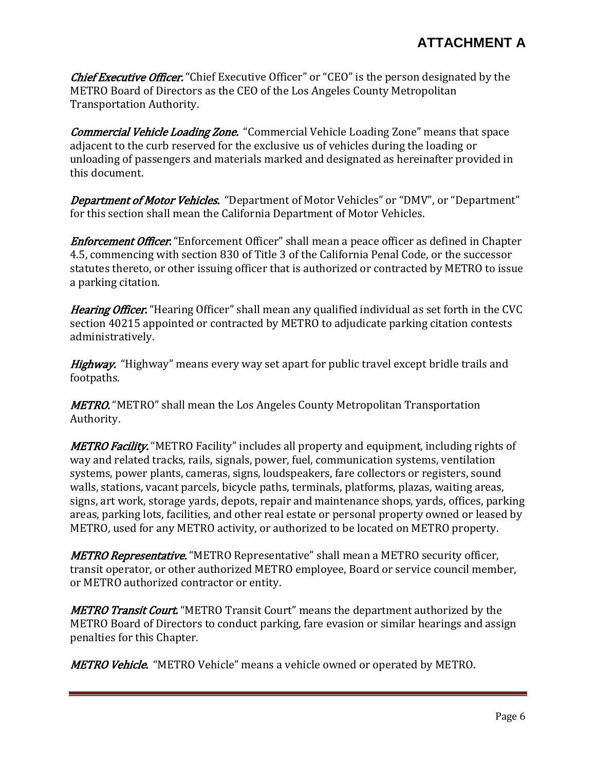***Chief Executive Officer.*** "Chief Executive Officer" or "CEO" is the person designated by the METRO Board of Directors as the CEO of the Los Angeles County Metropolitan Transportation Authority.

***Commercial Vehicle Loading Zone.*** "Commercial Vehicle Loading Zone" means that space adjacent to the curb reserved for the exclusive us of vehicles during the loading or unloading of passengers and materials marked and designated as hereinafter provided in this document.

***Department of Motor Vehicles.*** "Department of Motor Vehicles" or "DMV", or "Department" for this section shall mean the California Department of Motor Vehicles.

***Enforcement Officer.*** "Enforcement Officer" shall mean a peace officer as defined in Chapter 4.5, commencing with section 830 of Title 3 of the California Penal Code, or the successor statutes thereto, or other issuing officer that is authorized or contracted by METRO to issue a parking citation.

***Hearing Officer.*** "Hearing Officer" shall mean any qualified individual as set forth in the CVC section 40215 appointed or contracted by METRO to adjudicate parking citation contests administratively.

***Highway.*** "Highway" means every way set apart for public travel except bridle trails and footpaths.

***METRO.*** "METRO" shall mean the Los Angeles County Metropolitan Transportation Authority.

***METRO Facility.*** "METRO Facility" includes all property and equipment, including rights of way and related tracks, rails, signals, power, fuel, communication systems, ventilation systems, power plants, cameras, signs, loudspeakers, fare collectors or registers, sound walls, stations, vacant parcels, bicycle paths, terminals, platforms, plazas, waiting areas, signs, art work, storage yards, depots, repair and maintenance shops, yards, offices, parking areas, parking lots, facilities, and other real estate or personal property owned or leased by METRO, used for any METRO activity, or authorized to be located on METRO property.

***METRO Representative.*** "METRO Representative" shall mean a METRO security officer, transit operator, or other authorized METRO employee, Board or service council member, or METRO authorized contractor or entity.

***METRO Transit Court.*** "METRO Transit Court" means the department authorized by the METRO Board of Directors to conduct parking, fare evasion or similar hearings and assign penalties for this Chapter.

***METRO Vehicle.*** "METRO Vehicle" means a vehicle owned or operated by METRO.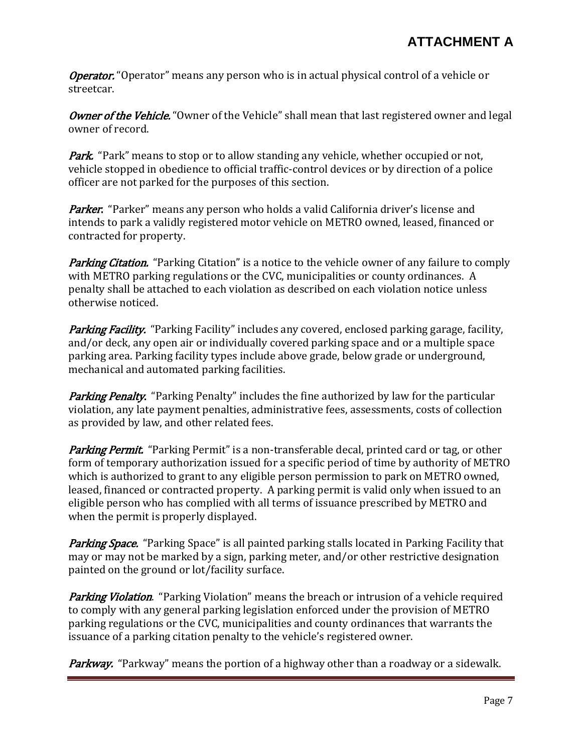**ATTACHMENT A**

***Operator.*** "Operator" means any person who is in actual physical control of a vehicle or streetcar.

***Owner of the Vehicle.*** "Owner of the Vehicle" shall mean that last registered owner and legal owner of record.

***Park.*** "Park" means to stop or to allow standing any vehicle, whether occupied or not, vehicle stopped in obedience to official traffic-control devices or by direction of a police officer are not parked for the purposes of this section.

***Parker.*** "Parker" means any person who holds a valid California driver's license and intends to park a validly registered motor vehicle on METRO owned, leased, financed or contracted for property.

***Parking Citation.*** "Parking Citation" is a notice to the vehicle owner of any failure to comply with METRO parking regulations or the CVC, municipalities or county ordinances. A penalty shall be attached to each violation as described on each violation notice unless otherwise noticed.

***Parking Facility.*** "Parking Facility" includes any covered, enclosed parking garage, facility, and/or deck, any open air or individually covered parking space and or a multiple space parking area. Parking facility types include above grade, below grade or underground, mechanical and automated parking facilities.

***Parking Penalty.*** "Parking Penalty" includes the fine authorized by law for the particular violation, any late payment penalties, administrative fees, assessments, costs of collection as provided by law, and other related fees.

***Parking Permit.*** "Parking Permit" is a non-transferable decal, printed card or tag, or other form of temporary authorization issued for a specific period of time by authority of METRO which is authorized to grant to any eligible person permission to park on METRO owned, leased, financed or contracted property. A parking permit is valid only when issued to an eligible person who has complied with all terms of issuance prescribed by METRO and when the permit is properly displayed.

***Parking Space.*** "Parking Space" is all painted parking stalls located in Parking Facility that may or may not be marked by a sign, parking meter, and/or other restrictive designation painted on the ground or lot/facility surface.

***Parking Violation.*** "Parking Violation" means the breach or intrusion of a vehicle required to comply with any general parking legislation enforced under the provision of METRO parking regulations or the CVC, municipalities and county ordinances that warrants the issuance of a parking citation penalty to the vehicle's registered owner.

***Parkway.*** "Parkway" means the portion of a highway other than a roadway or a sidewalk.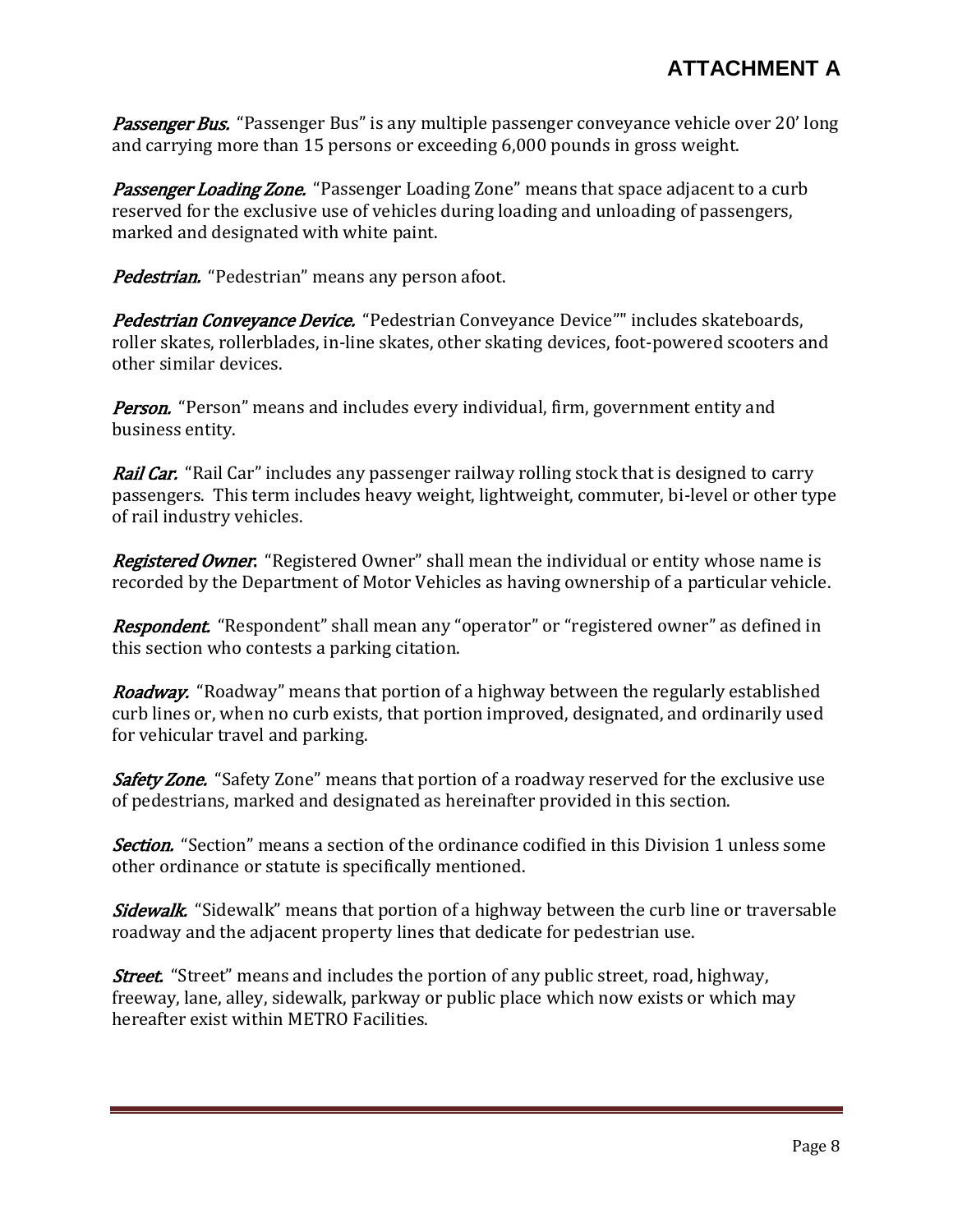***Passenger Bus.*** "Passenger Bus" is any multiple passenger conveyance vehicle over 20' long and carrying more than 15 persons or exceeding 6,000 pounds in gross weight.

***Passenger Loading Zone.*** "Passenger Loading Zone" means that space adjacent to a curb reserved for the exclusive use of vehicles during loading and unloading of passengers, marked and designated with white paint.

***Pedestrian.*** "Pedestrian" means any person afoot.

***Pedestrian Conveyance Device.*** "Pedestrian Conveyance Device"" includes skateboards, roller skates, rollerblades, in-line skates, other skating devices, foot-powered scooters and other similar devices.

***Person.*** "Person" means and includes every individual, firm, government entity and business entity.

***Rail Car.*** "Rail Car" includes any passenger railway rolling stock that is designed to carry passengers. This term includes heavy weight, lightweight, commuter, bi-level or other type of rail industry vehicles.

***Registered Owner.*** "Registered Owner" shall mean the individual or entity whose name is recorded by the Department of Motor Vehicles as having ownership of a particular vehicle.

***Respondent.*** "Respondent" shall mean any "operator" or "registered owner" as defined in this section who contests a parking citation.

***Roadway.*** "Roadway" means that portion of a highway between the regularly established curb lines or, when no curb exists, that portion improved, designated, and ordinarily used for vehicular travel and parking.

***Safety Zone.*** "Safety Zone" means that portion of a roadway reserved for the exclusive use of pedestrians, marked and designated as hereinafter provided in this section.

***Section.*** "Section" means a section of the ordinance codified in this Division 1 unless some other ordinance or statute is specifically mentioned.

***Sidewalk.*** "Sidewalk" means that portion of a highway between the curb line or traversable roadway and the adjacent property lines that dedicate for pedestrian use.

***Street.*** "Street" means and includes the portion of any public street, road, highway, freeway, lane, alley, sidewalk, parkway or public place which now exists or which may hereafter exist within METRO Facilities.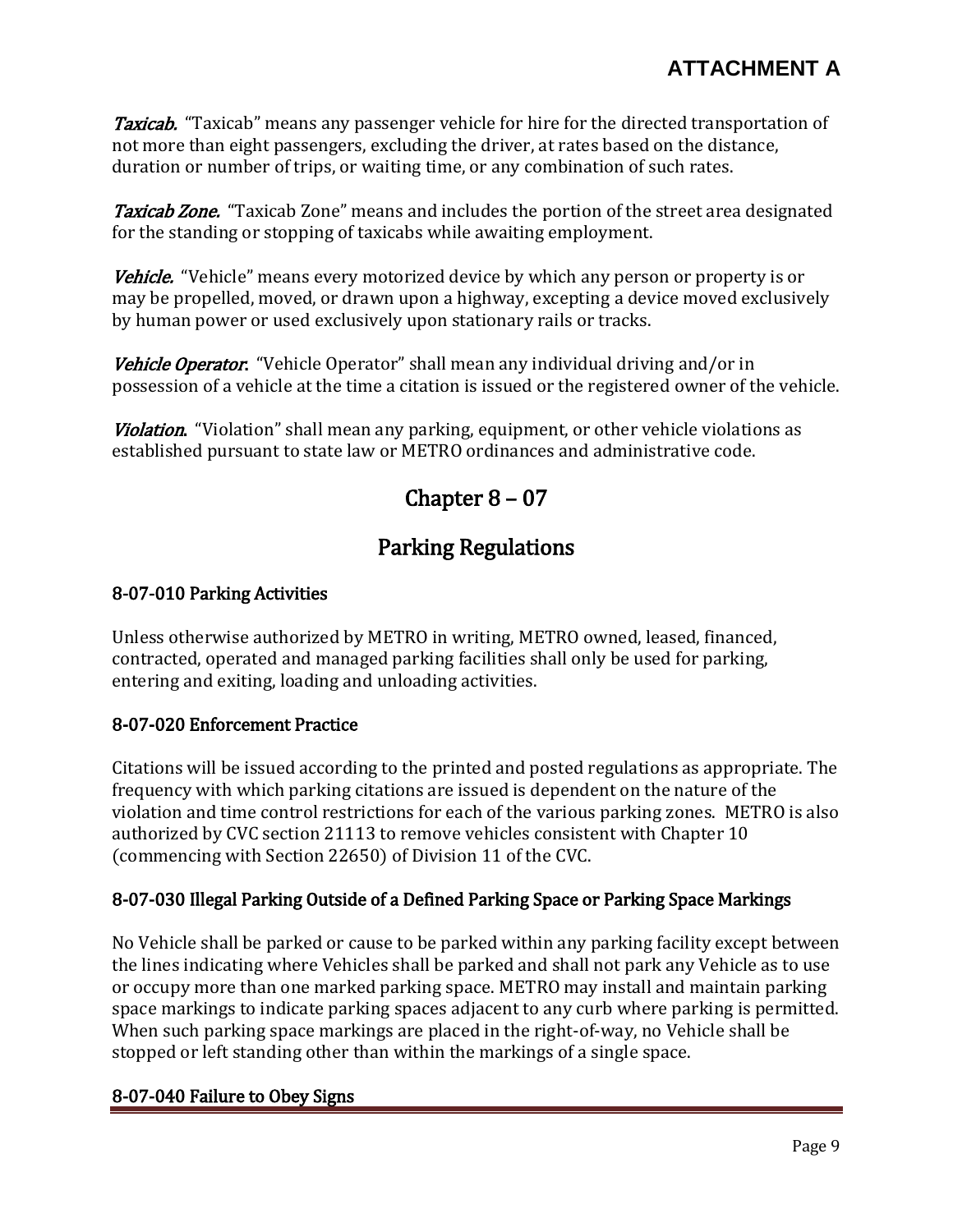***Taxicab.*** "Taxicab" means any passenger vehicle for hire for the directed transportation of not more than eight passengers, excluding the driver, at rates based on the distance, duration or number of trips, or waiting time, or any combination of such rates.

***Taxicab Zone.*** "Taxicab Zone" means and includes the portion of the street area designated for the standing or stopping of taxicabs while awaiting employment.

***Vehicle.*** "Vehicle" means every motorized device by which any person or property is or may be propelled, moved, or drawn upon a highway, excepting a device moved exclusively by human power or used exclusively upon stationary rails or tracks.

***Vehicle Operator***. "Vehicle Operator" shall mean any individual driving and/or in possession of a vehicle at the time a citation is issued or the registered owner of the vehicle.

***Violation***. "Violation" shall mean any parking, equipment, or other vehicle violations as established pursuant to state law or METRO ordinances and administrative code.

# Chapter 8 – 07

# Parking Regulations

### 8-07-010 Parking Activities

Unless otherwise authorized by METRO in writing, METRO owned, leased, financed, contracted, operated and managed parking facilities shall only be used for parking, entering and exiting, loading and unloading activities.

### 8-07-020 Enforcement Practice

Citations will be issued according to the printed and posted regulations as appropriate. The frequency with which parking citations are issued is dependent on the nature of the violation and time control restrictions for each of the various parking zones. METRO is also authorized by CVC section 21113 to remove vehicles consistent with Chapter 10 (commencing with Section 22650) of Division 11 of the CVC.

### 8-07-030 Illegal Parking Outside of a Defined Parking Space or Parking Space Markings

No Vehicle shall be parked or cause to be parked within any parking facility except between the lines indicating where Vehicles shall be parked and shall not park any Vehicle as to use or occupy more than one marked parking space. METRO may install and maintain parking space markings to indicate parking spaces adjacent to any curb where parking is permitted. When such parking space markings are placed in the right-of-way, no Vehicle shall be stopped or left standing other than within the markings of a single space.

### 8-07-040 Failure to Obey Signs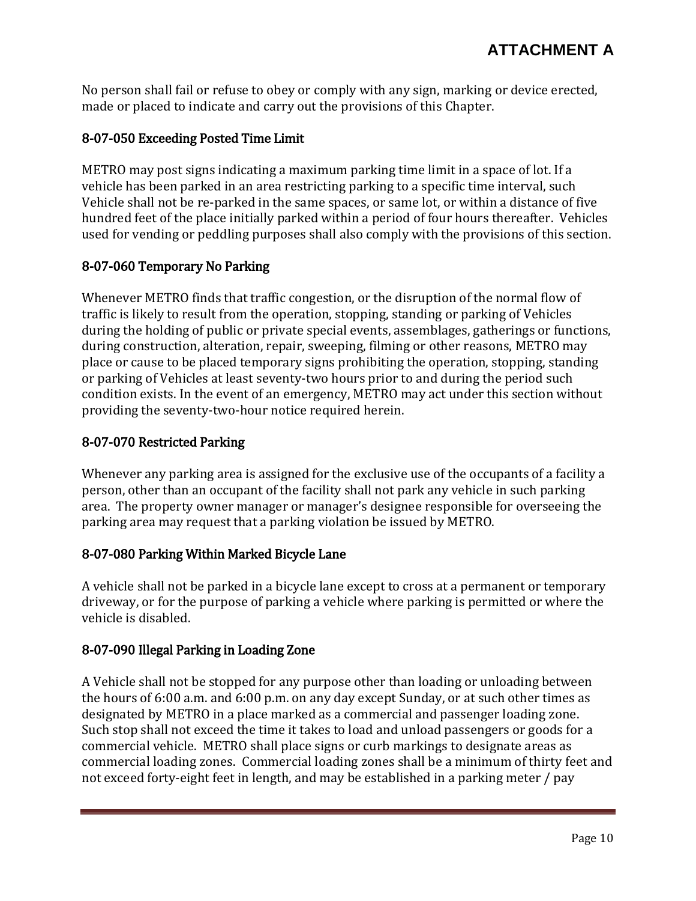No person shall fail or refuse to obey or comply with any sign, marking or device erected, made or placed to indicate and carry out the provisions of this Chapter.

### 8-07-050 Exceeding Posted Time Limit

METRO may post signs indicating a maximum parking time limit in a space of lot. If a vehicle has been parked in an area restricting parking to a specific time interval, such Vehicle shall not be re-parked in the same spaces, or same lot, or within a distance of five hundred feet of the place initially parked within a period of four hours thereafter. Vehicles used for vending or peddling purposes shall also comply with the provisions of this section.

### 8-07-060 Temporary No Parking

Whenever METRO finds that traffic congestion, or the disruption of the normal flow of traffic is likely to result from the operation, stopping, standing or parking of Vehicles during the holding of public or private special events, assemblages, gatherings or functions, during construction, alteration, repair, sweeping, filming or other reasons, METRO may place or cause to be placed temporary signs prohibiting the operation, stopping, standing or parking of Vehicles at least seventy-two hours prior to and during the period such condition exists. In the event of an emergency, METRO may act under this section without providing the seventy-two-hour notice required herein.

### 8-07-070 Restricted Parking

Whenever any parking area is assigned for the exclusive use of the occupants of a facility a person, other than an occupant of the facility shall not park any vehicle in such parking area. The property owner manager or manager's designee responsible for overseeing the parking area may request that a parking violation be issued by METRO.

### 8-07-080 Parking Within Marked Bicycle Lane

A vehicle shall not be parked in a bicycle lane except to cross at a permanent or temporary driveway, or for the purpose of parking a vehicle where parking is permitted or where the vehicle is disabled.

### 8-07-090 Illegal Parking in Loading Zone

A Vehicle shall not be stopped for any purpose other than loading or unloading between the hours of 6:00 a.m. and 6:00 p.m. on any day except Sunday, or at such other times as designated by METRO in a place marked as a commercial and passenger loading zone. Such stop shall not exceed the time it takes to load and unload passengers or goods for a commercial vehicle. METRO shall place signs or curb markings to designate areas as commercial loading zones. Commercial loading zones shall be a minimum of thirty feet and not exceed forty-eight feet in length, and may be established in a parking meter / pay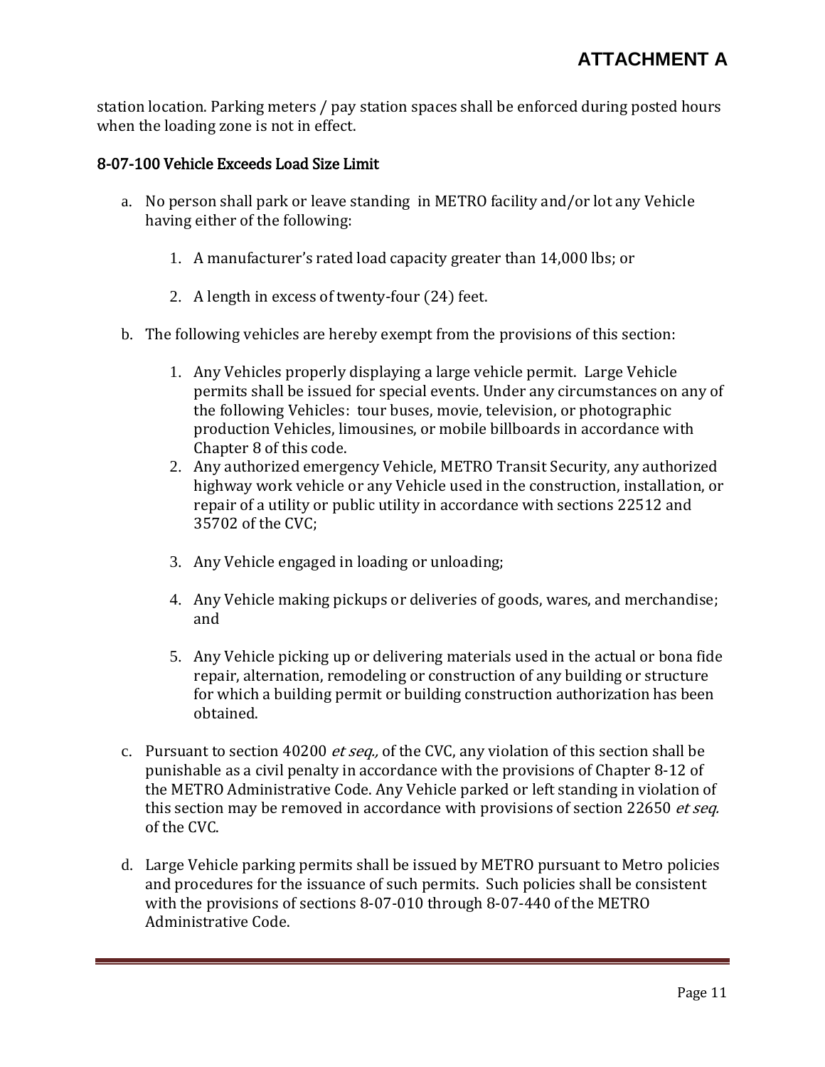station location. Parking meters / pay station spaces shall be enforced during posted hours when the loading zone is not in effect.

### 8-07-100 Vehicle Exceeds Load Size Limit

a. No person shall park or leave standing in METRO facility and/or lot any Vehicle having either of the following:

   1. A manufacturer's rated load capacity greater than 14,000 lbs; or

   2. A length in excess of twenty-four (24) feet.

b. The following vehicles are hereby exempt from the provisions of this section:

   1. Any Vehicles properly displaying a large vehicle permit. Large Vehicle permits shall be issued for special events. Under any circumstances on any of the following Vehicles: tour buses, movie, television, or photographic production Vehicles, limousines, or mobile billboards in accordance with Chapter 8 of this code.
   2. Any authorized emergency Vehicle, METRO Transit Security, any authorized highway work vehicle or any Vehicle used in the construction, installation, or repair of a utility or public utility in accordance with sections 22512 and 35702 of the CVC;

   3. Any Vehicle engaged in loading or unloading;

   4. Any Vehicle making pickups or deliveries of goods, wares, and merchandise; and

   5. Any Vehicle picking up or delivering materials used in the actual or bona fide repair, alternation, remodeling or construction of any building or structure for which a building permit or building construction authorization has been obtained.

c. Pursuant to section 40200 *et seq.,* of the CVC, any violation of this section shall be punishable as a civil penalty in accordance with the provisions of Chapter 8-12 of the METRO Administrative Code. Any Vehicle parked or left standing in violation of this section may be removed in accordance with provisions of section 22650 *et seq.* of the CVC.

d. Large Vehicle parking permits shall be issued by METRO pursuant to Metro policies and procedures for the issuance of such permits. Such policies shall be consistent with the provisions of sections 8-07-010 through 8-07-440 of the METRO Administrative Code.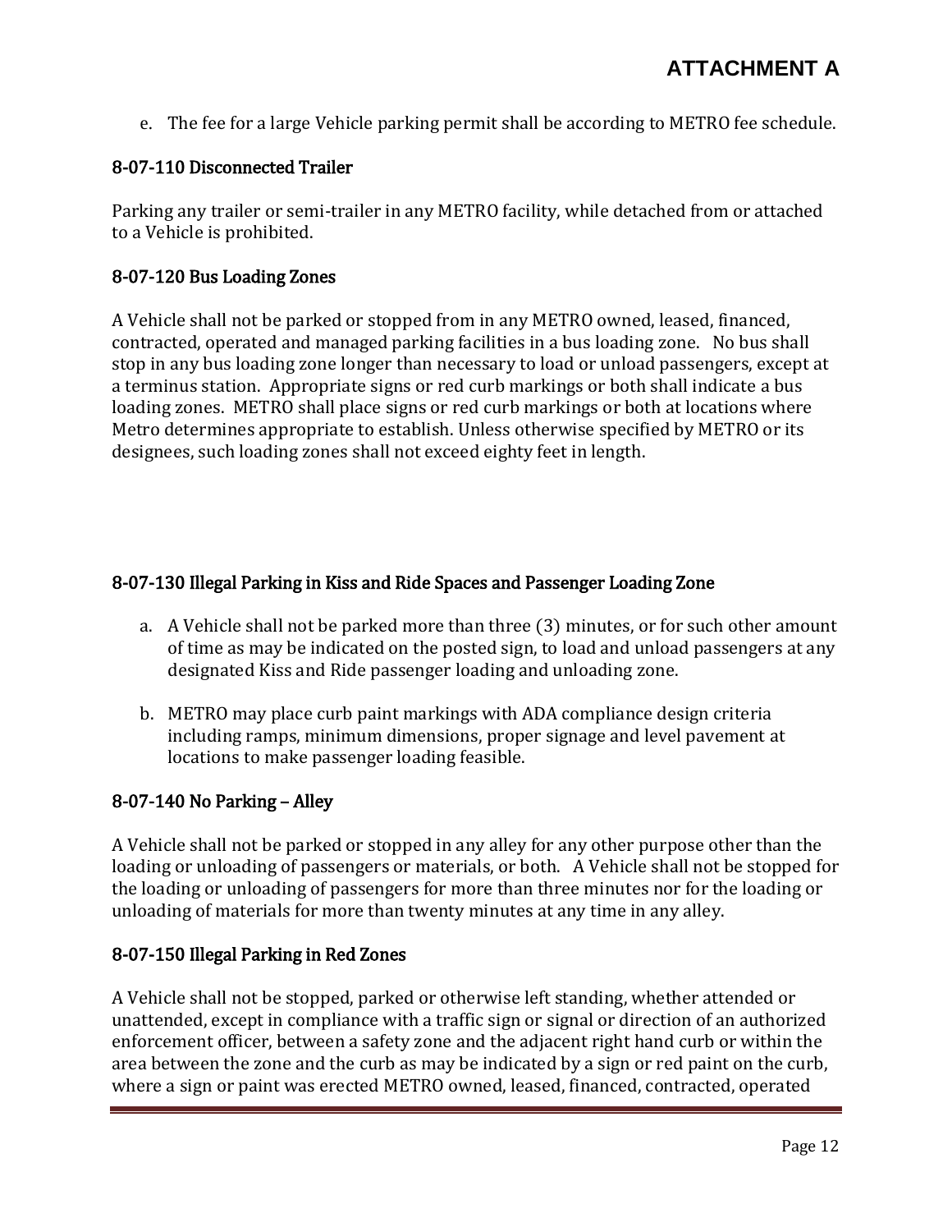e. The fee for a large Vehicle parking permit shall be according to METRO fee schedule.

### 8-07-110 Disconnected Trailer

Parking any trailer or semi-trailer in any METRO facility, while detached from or attached to a Vehicle is prohibited.

### 8-07-120 Bus Loading Zones

A Vehicle shall not be parked or stopped from in any METRO owned, leased, financed, contracted, operated and managed parking facilities in a bus loading zone. No bus shall stop in any bus loading zone longer than necessary to load or unload passengers, except at a terminus station. Appropriate signs or red curb markings or both shall indicate a bus loading zones. METRO shall place signs or red curb markings or both at locations where Metro determines appropriate to establish. Unless otherwise specified by METRO or its designees, such loading zones shall not exceed eighty feet in length.

### 8-07-130 Illegal Parking in Kiss and Ride Spaces and Passenger Loading Zone

a. A Vehicle shall not be parked more than three (3) minutes, or for such other amount of time as may be indicated on the posted sign, to load and unload passengers at any designated Kiss and Ride passenger loading and unloading zone.

b. METRO may place curb paint markings with ADA compliance design criteria including ramps, minimum dimensions, proper signage and level pavement at locations to make passenger loading feasible.

### 8-07-140 No Parking – Alley

A Vehicle shall not be parked or stopped in any alley for any other purpose other than the loading or unloading of passengers or materials, or both. A Vehicle shall not be stopped for the loading or unloading of passengers for more than three minutes nor for the loading or unloading of materials for more than twenty minutes at any time in any alley.

### 8-07-150 Illegal Parking in Red Zones

A Vehicle shall not be stopped, parked or otherwise left standing, whether attended or unattended, except in compliance with a traffic sign or signal or direction of an authorized enforcement officer, between a safety zone and the adjacent right hand curb or within the area between the zone and the curb as may be indicated by a sign or red paint on the curb, where a sign or paint was erected METRO owned, leased, financed, contracted, operated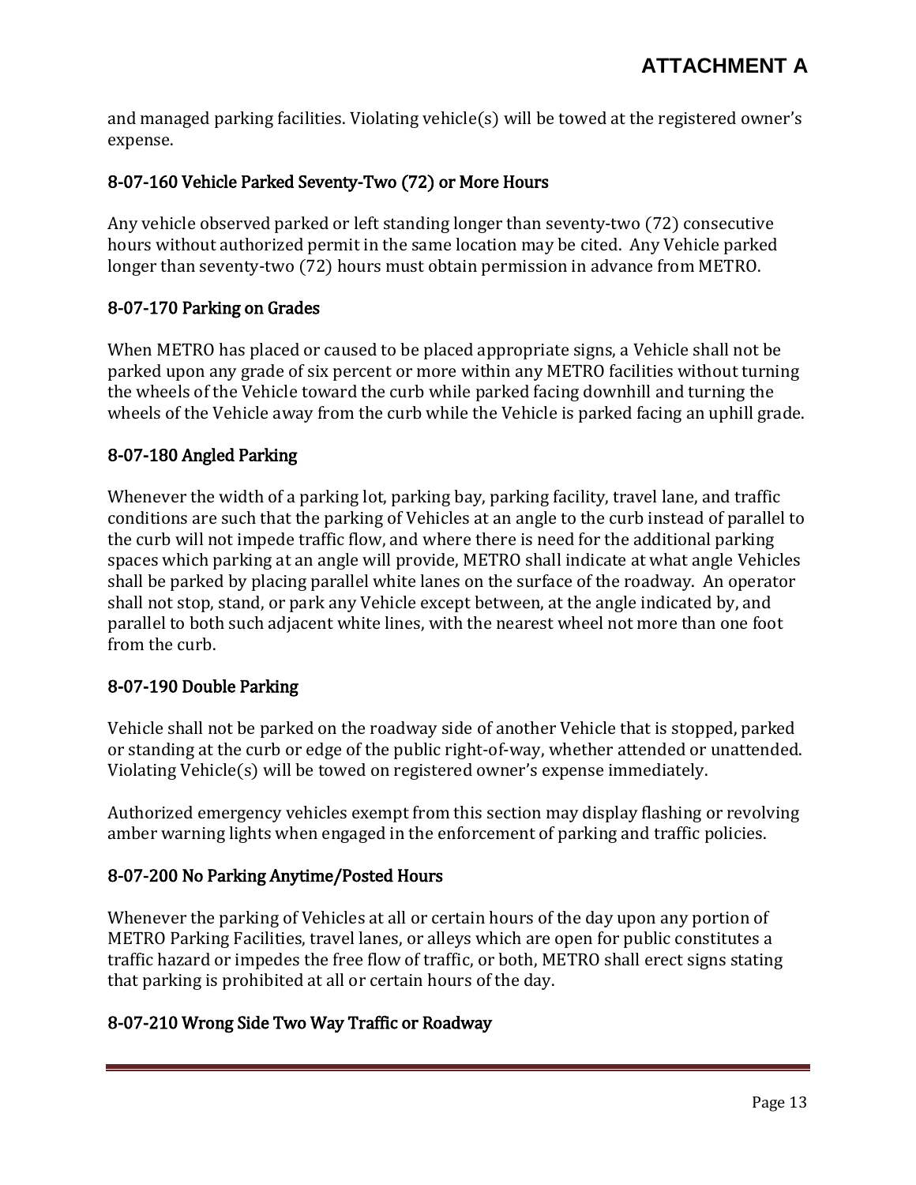and managed parking facilities. Violating vehicle(s) will be towed at the registered owner's expense.

### 8-07-160 Vehicle Parked Seventy-Two (72) or More Hours

Any vehicle observed parked or left standing longer than seventy-two (72) consecutive hours without authorized permit in the same location may be cited. Any Vehicle parked longer than seventy-two (72) hours must obtain permission in advance from METRO.

### 8-07-170 Parking on Grades

When METRO has placed or caused to be placed appropriate signs, a Vehicle shall not be parked upon any grade of six percent or more within any METRO facilities without turning the wheels of the Vehicle toward the curb while parked facing downhill and turning the wheels of the Vehicle away from the curb while the Vehicle is parked facing an uphill grade.

### 8-07-180 Angled Parking

Whenever the width of a parking lot, parking bay, parking facility, travel lane, and traffic conditions are such that the parking of Vehicles at an angle to the curb instead of parallel to the curb will not impede traffic flow, and where there is need for the additional parking spaces which parking at an angle will provide, METRO shall indicate at what angle Vehicles shall be parked by placing parallel white lanes on the surface of the roadway. An operator shall not stop, stand, or park any Vehicle except between, at the angle indicated by, and parallel to both such adjacent white lines, with the nearest wheel not more than one foot from the curb.

### 8-07-190 Double Parking

Vehicle shall not be parked on the roadway side of another Vehicle that is stopped, parked or standing at the curb or edge of the public right-of-way, whether attended or unattended. Violating Vehicle(s) will be towed on registered owner's expense immediately.

Authorized emergency vehicles exempt from this section may display flashing or revolving amber warning lights when engaged in the enforcement of parking and traffic policies.

### 8-07-200 No Parking Anytime/Posted Hours

Whenever the parking of Vehicles at all or certain hours of the day upon any portion of METRO Parking Facilities, travel lanes, or alleys which are open for public constitutes a traffic hazard or impedes the free flow of traffic, or both, METRO shall erect signs stating that parking is prohibited at all or certain hours of the day.

### 8-07-210 Wrong Side Two Way Traffic or Roadway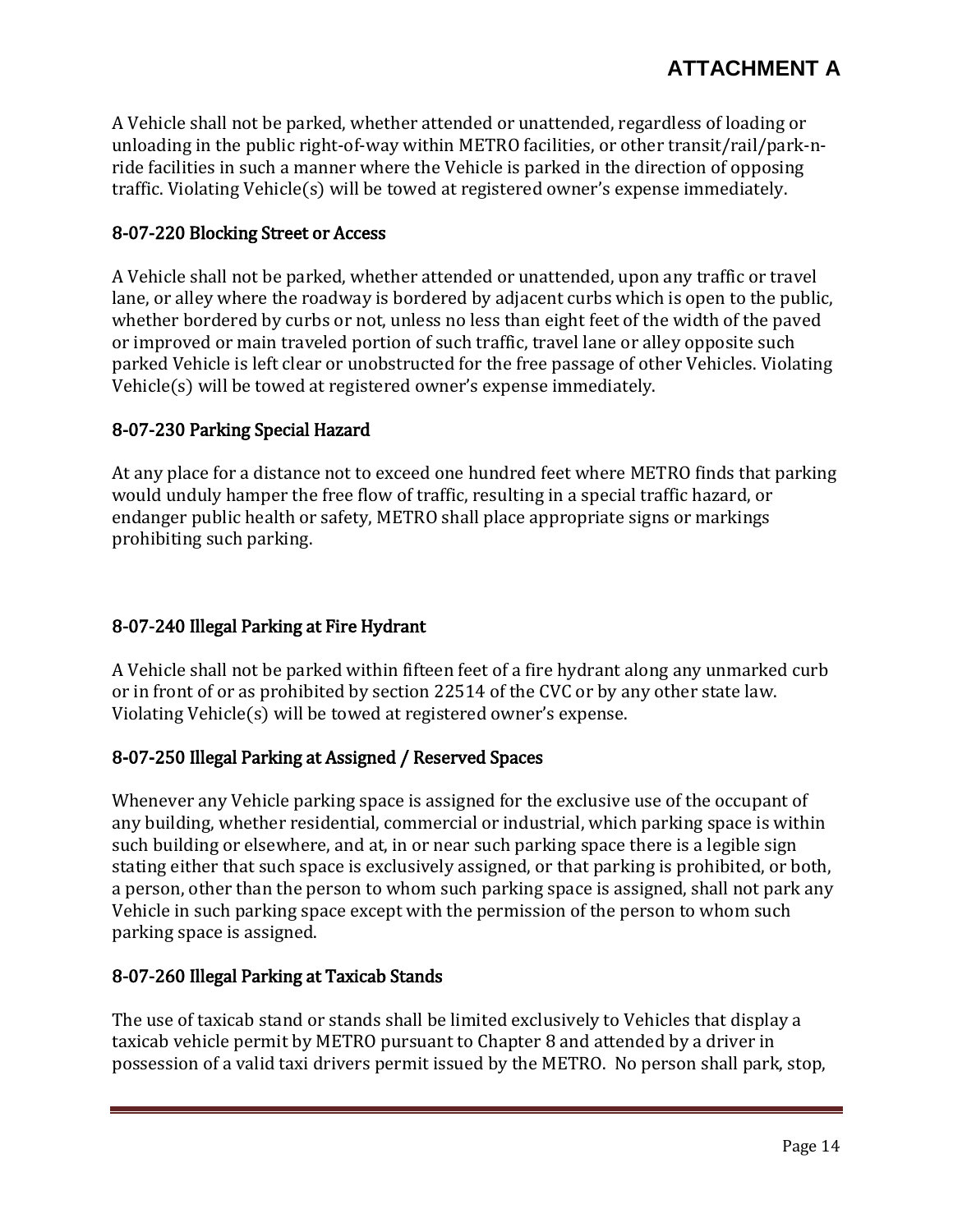A Vehicle shall not be parked, whether attended or unattended, regardless of loading or unloading in the public right-of-way within METRO facilities, or other transit/rail/park-n-ride facilities in such a manner where the Vehicle is parked in the direction of opposing traffic. Violating Vehicle(s) will be towed at registered owner's expense immediately.

### 8-07-220 Blocking Street or Access

A Vehicle shall not be parked, whether attended or unattended, upon any traffic or travel lane, or alley where the roadway is bordered by adjacent curbs which is open to the public, whether bordered by curbs or not, unless no less than eight feet of the width of the paved or improved or main traveled portion of such traffic, travel lane or alley opposite such parked Vehicle is left clear or unobstructed for the free passage of other Vehicles. Violating Vehicle(s) will be towed at registered owner's expense immediately.

### 8-07-230 Parking Special Hazard

At any place for a distance not to exceed one hundred feet where METRO finds that parking would unduly hamper the free flow of traffic, resulting in a special traffic hazard, or endanger public health or safety, METRO shall place appropriate signs or markings prohibiting such parking.

### 8-07-240 Illegal Parking at Fire Hydrant

A Vehicle shall not be parked within fifteen feet of a fire hydrant along any unmarked curb or in front of or as prohibited by section 22514 of the CVC or by any other state law. Violating Vehicle(s) will be towed at registered owner's expense.

### 8-07-250 Illegal Parking at Assigned / Reserved Spaces

Whenever any Vehicle parking space is assigned for the exclusive use of the occupant of any building, whether residential, commercial or industrial, which parking space is within such building or elsewhere, and at, in or near such parking space there is a legible sign stating either that such space is exclusively assigned, or that parking is prohibited, or both, a person, other than the person to whom such parking space is assigned, shall not park any Vehicle in such parking space except with the permission of the person to whom such parking space is assigned.

### 8-07-260 Illegal Parking at Taxicab Stands

The use of taxicab stand or stands shall be limited exclusively to Vehicles that display a taxicab vehicle permit by METRO pursuant to Chapter 8 and attended by a driver in possession of a valid taxi drivers permit issued by the METRO. No person shall park, stop,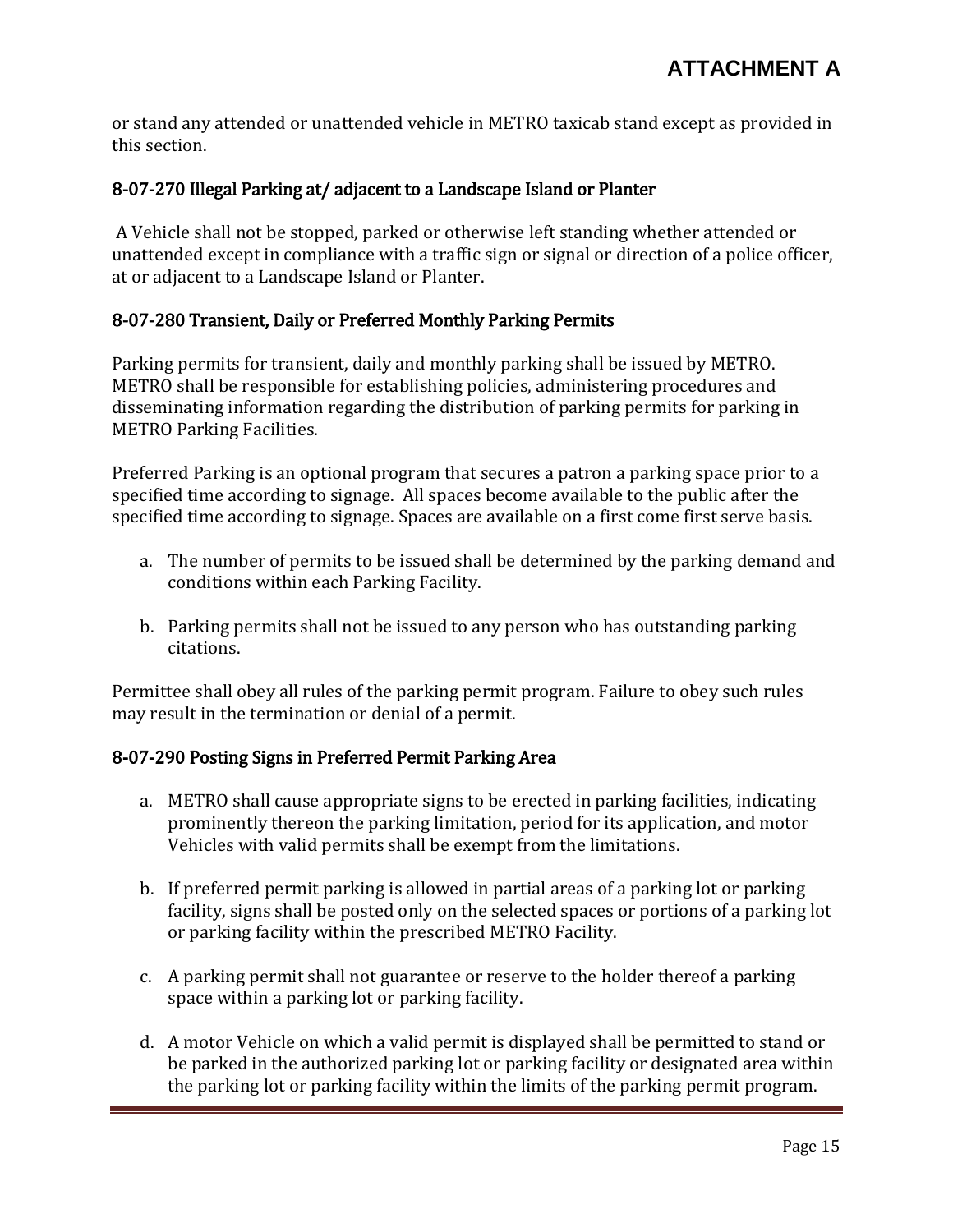or stand any attended or unattended vehicle in METRO taxicab stand except as provided in this section.

### 8-07-270 Illegal Parking at/ adjacent to a Landscape Island or Planter

A Vehicle shall not be stopped, parked or otherwise left standing whether attended or unattended except in compliance with a traffic sign or signal or direction of a police officer, at or adjacent to a Landscape Island or Planter.

### 8-07-280 Transient, Daily or Preferred Monthly Parking Permits

Parking permits for transient, daily and monthly parking shall be issued by METRO. METRO shall be responsible for establishing policies, administering procedures and disseminating information regarding the distribution of parking permits for parking in METRO Parking Facilities.

Preferred Parking is an optional program that secures a patron a parking space prior to a specified time according to signage. All spaces become available to the public after the specified time according to signage. Spaces are available on a first come first serve basis.

a. The number of permits to be issued shall be determined by the parking demand and conditions within each Parking Facility.

b. Parking permits shall not be issued to any person who has outstanding parking citations.

Permittee shall obey all rules of the parking permit program. Failure to obey such rules may result in the termination or denial of a permit.

### 8-07-290 Posting Signs in Preferred Permit Parking Area

a. METRO shall cause appropriate signs to be erected in parking facilities, indicating prominently thereon the parking limitation, period for its application, and motor Vehicles with valid permits shall be exempt from the limitations.

b. If preferred permit parking is allowed in partial areas of a parking lot or parking facility, signs shall be posted only on the selected spaces or portions of a parking lot or parking facility within the prescribed METRO Facility.

c. A parking permit shall not guarantee or reserve to the holder thereof a parking space within a parking lot or parking facility.

d. A motor Vehicle on which a valid permit is displayed shall be permitted to stand or be parked in the authorized parking lot or parking facility or designated area within the parking lot or parking facility within the limits of the parking permit program.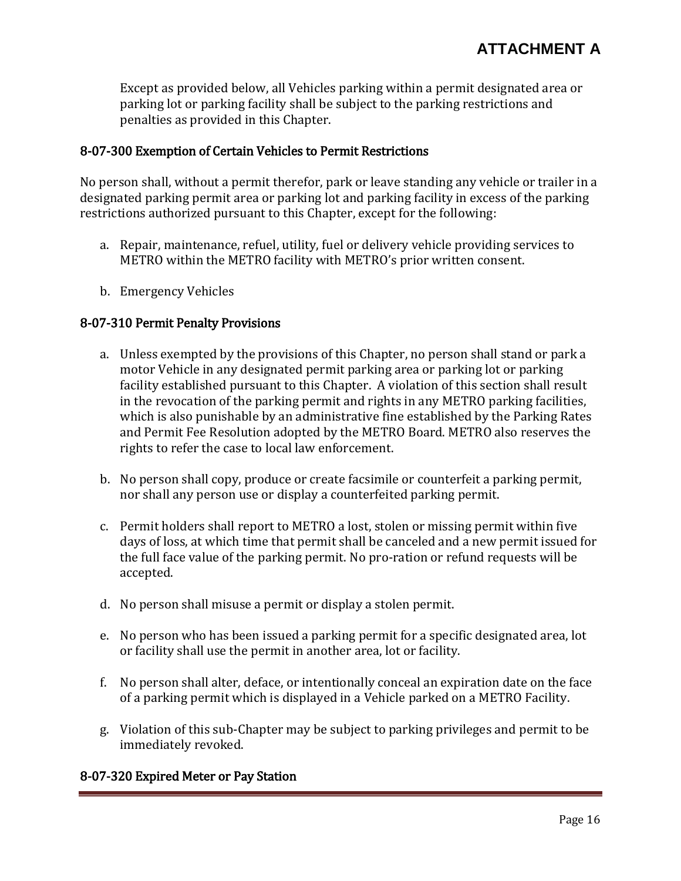Except as provided below, all Vehicles parking within a permit designated area or parking lot or parking facility shall be subject to the parking restrictions and penalties as provided in this Chapter.

### 8-07-300 Exemption of Certain Vehicles to Permit Restrictions

No person shall, without a permit therefor, park or leave standing any vehicle or trailer in a designated parking permit area or parking lot and parking facility in excess of the parking restrictions authorized pursuant to this Chapter, except for the following:

a. Repair, maintenance, refuel, utility, fuel or delivery vehicle providing services to METRO within the METRO facility with METRO's prior written consent.

b. Emergency Vehicles

### 8-07-310 Permit Penalty Provisions

a. Unless exempted by the provisions of this Chapter, no person shall stand or park a motor Vehicle in any designated permit parking area or parking lot or parking facility established pursuant to this Chapter. A violation of this section shall result in the revocation of the parking permit and rights in any METRO parking facilities, which is also punishable by an administrative fine established by the Parking Rates and Permit Fee Resolution adopted by the METRO Board. METRO also reserves the rights to refer the case to local law enforcement.

b. No person shall copy, produce or create facsimile or counterfeit a parking permit, nor shall any person use or display a counterfeited parking permit.

c. Permit holders shall report to METRO a lost, stolen or missing permit within five days of loss, at which time that permit shall be canceled and a new permit issued for the full face value of the parking permit. No pro-ration or refund requests will be accepted.

d. No person shall misuse a permit or display a stolen permit.

e. No person who has been issued a parking permit for a specific designated area, lot or facility shall use the permit in another area, lot or facility.

f. No person shall alter, deface, or intentionally conceal an expiration date on the face of a parking permit which is displayed in a Vehicle parked on a METRO Facility.

g. Violation of this sub-Chapter may be subject to parking privileges and permit to be immediately revoked.

### 8-07-320 Expired Meter or Pay Station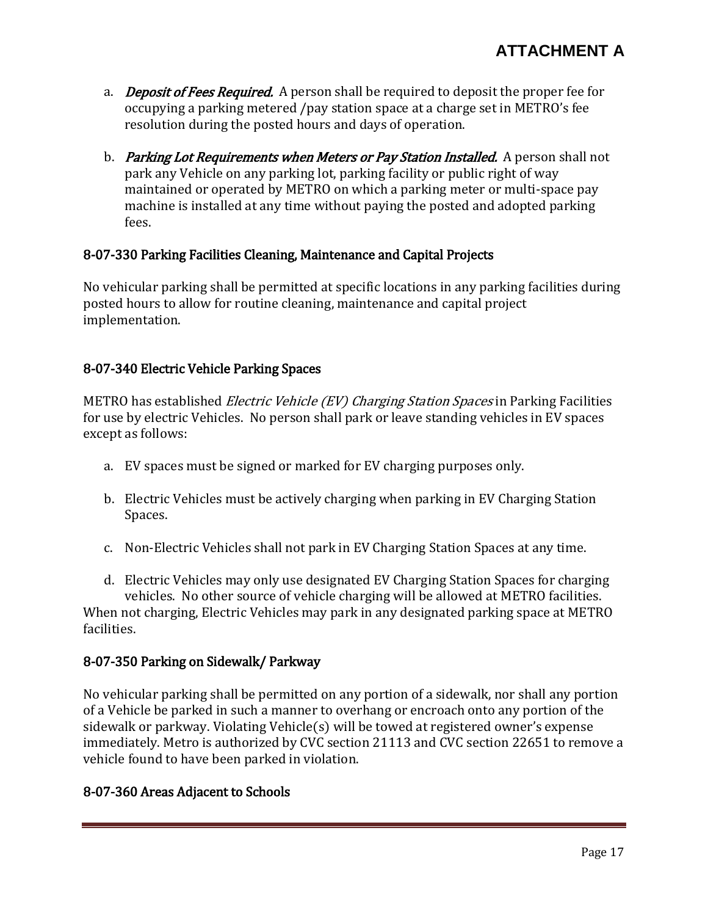a. ***Deposit of Fees Required.*** A person shall be required to deposit the proper fee for occupying a parking metered /pay station space at a charge set in METRO's fee resolution during the posted hours and days of operation.

b. ***Parking Lot Requirements when Meters or Pay Station Installed.*** A person shall not park any Vehicle on any parking lot, parking facility or public right of way maintained or operated by METRO on which a parking meter or multi-space pay machine is installed at any time without paying the posted and adopted parking fees.

### 8-07-330 Parking Facilities Cleaning, Maintenance and Capital Projects

No vehicular parking shall be permitted at specific locations in any parking facilities during posted hours to allow for routine cleaning, maintenance and capital project implementation.

### 8-07-340 Electric Vehicle Parking Spaces

METRO has established *Electric Vehicle (EV) Charging Station Spaces* in Parking Facilities for use by electric Vehicles. No person shall park or leave standing vehicles in EV spaces except as follows:

a. EV spaces must be signed or marked for EV charging purposes only.

b. Electric Vehicles must be actively charging when parking in EV Charging Station Spaces.

c. Non-Electric Vehicles shall not park in EV Charging Station Spaces at any time.

d. Electric Vehicles may only use designated EV Charging Station Spaces for charging vehicles. No other source of vehicle charging will be allowed at METRO facilities.

When not charging, Electric Vehicles may park in any designated parking space at METRO facilities.

### 8-07-350 Parking on Sidewalk/ Parkway

No vehicular parking shall be permitted on any portion of a sidewalk, nor shall any portion of a Vehicle be parked in such a manner to overhang or encroach onto any portion of the sidewalk or parkway. Violating Vehicle(s) will be towed at registered owner's expense immediately. Metro is authorized by CVC section 21113 and CVC section 22651 to remove a vehicle found to have been parked in violation.

### 8-07-360 Areas Adjacent to Schools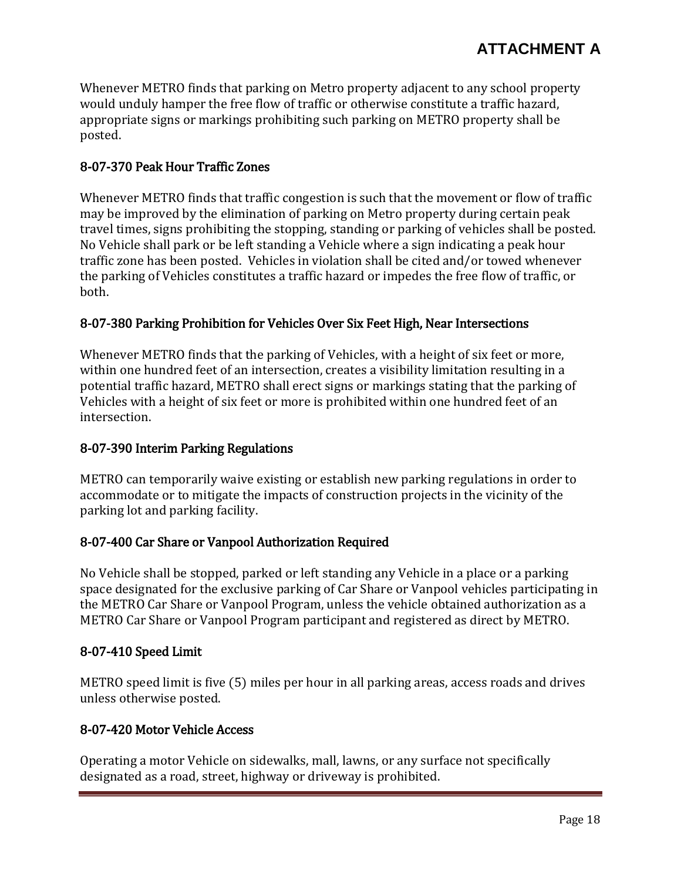Whenever METRO finds that parking on Metro property adjacent to any school property would unduly hamper the free flow of traffic or otherwise constitute a traffic hazard, appropriate signs or markings prohibiting such parking on METRO property shall be posted.

### 8-07-370 Peak Hour Traffic Zones

Whenever METRO finds that traffic congestion is such that the movement or flow of traffic may be improved by the elimination of parking on Metro property during certain peak travel times, signs prohibiting the stopping, standing or parking of vehicles shall be posted. No Vehicle shall park or be left standing a Vehicle where a sign indicating a peak hour traffic zone has been posted. Vehicles in violation shall be cited and/or towed whenever the parking of Vehicles constitutes a traffic hazard or impedes the free flow of traffic, or both.

### 8-07-380 Parking Prohibition for Vehicles Over Six Feet High, Near Intersections

Whenever METRO finds that the parking of Vehicles, with a height of six feet or more, within one hundred feet of an intersection, creates a visibility limitation resulting in a potential traffic hazard, METRO shall erect signs or markings stating that the parking of Vehicles with a height of six feet or more is prohibited within one hundred feet of an intersection.

### 8-07-390 Interim Parking Regulations

METRO can temporarily waive existing or establish new parking regulations in order to accommodate or to mitigate the impacts of construction projects in the vicinity of the parking lot and parking facility.

### 8-07-400 Car Share or Vanpool Authorization Required

No Vehicle shall be stopped, parked or left standing any Vehicle in a place or a parking space designated for the exclusive parking of Car Share or Vanpool vehicles participating in the METRO Car Share or Vanpool Program, unless the vehicle obtained authorization as a METRO Car Share or Vanpool Program participant and registered as direct by METRO.

### 8-07-410 Speed Limit

METRO speed limit is five (5) miles per hour in all parking areas, access roads and drives unless otherwise posted.

### 8-07-420 Motor Vehicle Access

Operating a motor Vehicle on sidewalks, mall, lawns, or any surface not specifically designated as a road, street, highway or driveway is prohibited.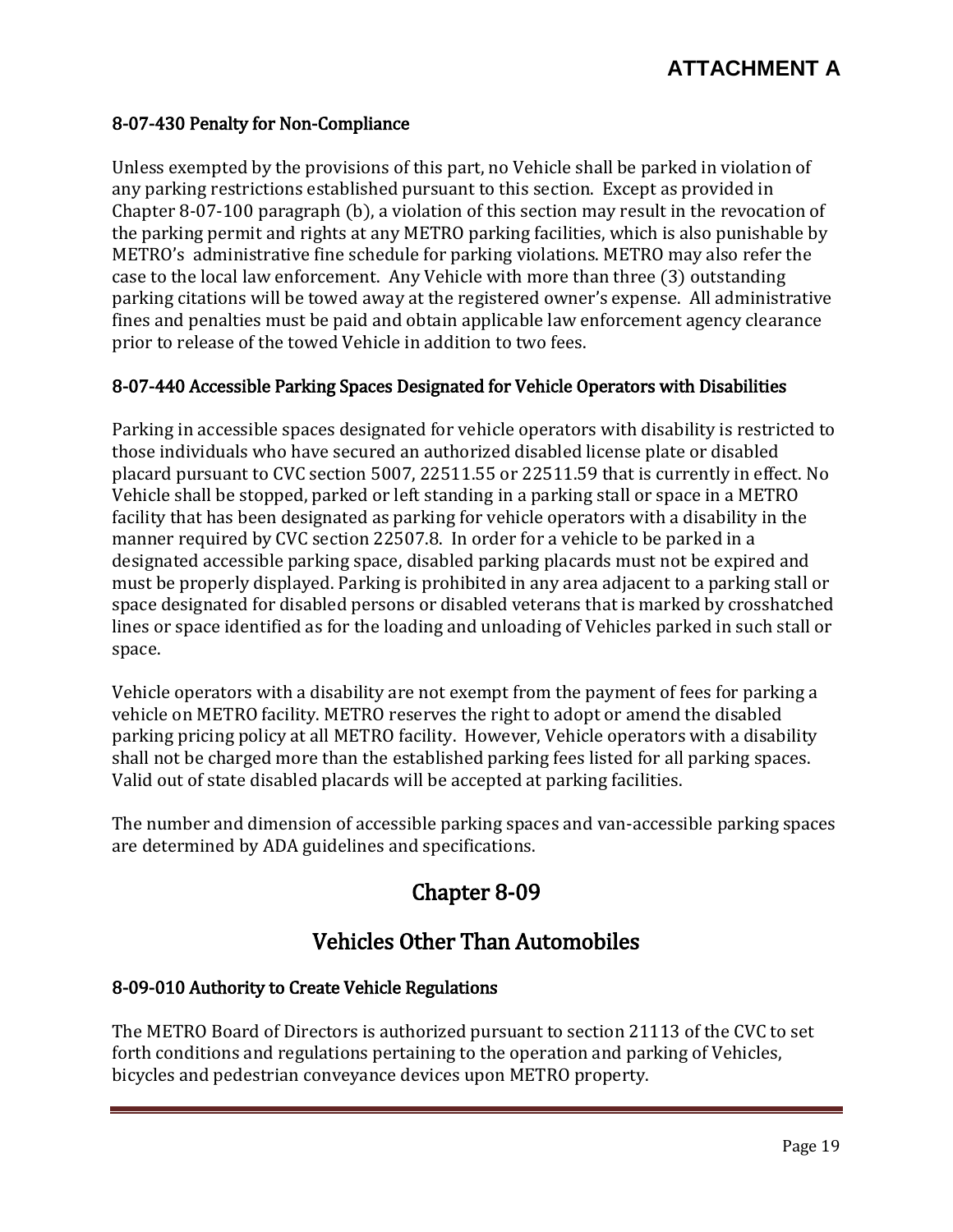### 8-07-430 Penalty for Non-Compliance

Unless exempted by the provisions of this part, no Vehicle shall be parked in violation of any parking restrictions established pursuant to this section. Except as provided in Chapter 8-07-100 paragraph (b), a violation of this section may result in the revocation of the parking permit and rights at any METRO parking facilities, which is also punishable by METRO's administrative fine schedule for parking violations. METRO may also refer the case to the local law enforcement. Any Vehicle with more than three (3) outstanding parking citations will be towed away at the registered owner's expense. All administrative fines and penalties must be paid and obtain applicable law enforcement agency clearance prior to release of the towed Vehicle in addition to two fees.

### 8-07-440 Accessible Parking Spaces Designated for Vehicle Operators with Disabilities

Parking in accessible spaces designated for vehicle operators with disability is restricted to those individuals who have secured an authorized disabled license plate or disabled placard pursuant to CVC section 5007, 22511.55 or 22511.59 that is currently in effect. No Vehicle shall be stopped, parked or left standing in a parking stall or space in a METRO facility that has been designated as parking for vehicle operators with a disability in the manner required by CVC section 22507.8. In order for a vehicle to be parked in a designated accessible parking space, disabled parking placards must not be expired and must be properly displayed. Parking is prohibited in any area adjacent to a parking stall or space designated for disabled persons or disabled veterans that is marked by crosshatched lines or space identified as for the loading and unloading of Vehicles parked in such stall or space.

Vehicle operators with a disability are not exempt from the payment of fees for parking a vehicle on METRO facility. METRO reserves the right to adopt or amend the disabled parking pricing policy at all METRO facility. However, Vehicle operators with a disability shall not be charged more than the established parking fees listed for all parking spaces. Valid out of state disabled placards will be accepted at parking facilities.

The number and dimension of accessible parking spaces and van-accessible parking spaces are determined by ADA guidelines and specifications.

## Chapter 8-09

## Vehicles Other Than Automobiles

### 8-09-010 Authority to Create Vehicle Regulations

The METRO Board of Directors is authorized pursuant to section 21113 of the CVC to set forth conditions and regulations pertaining to the operation and parking of Vehicles, bicycles and pedestrian conveyance devices upon METRO property.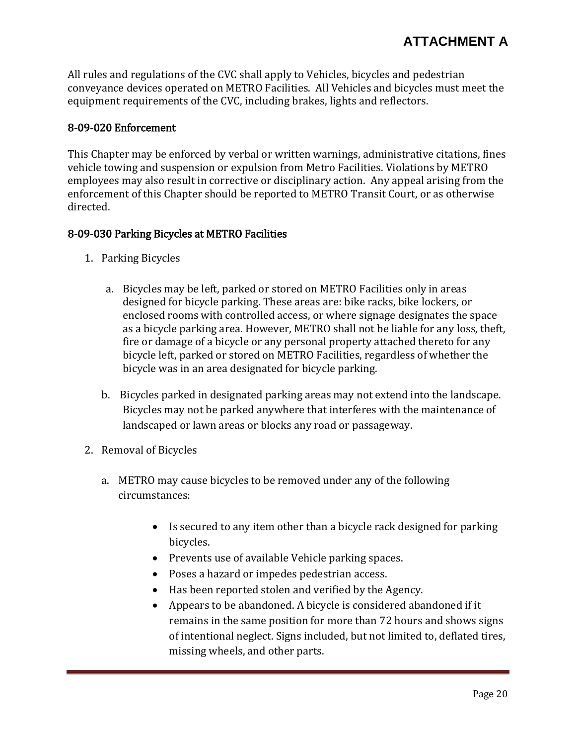All rules and regulations of the CVC shall apply to Vehicles, bicycles and pedestrian conveyance devices operated on METRO Facilities. All Vehicles and bicycles must meet the equipment requirements of the CVC, including brakes, lights and reflectors.

### 8-09-020 Enforcement

This Chapter may be enforced by verbal or written warnings, administrative citations, fines vehicle towing and suspension or expulsion from Metro Facilities. Violations by METRO employees may also result in corrective or disciplinary action. Any appeal arising from the enforcement of this Chapter should be reported to METRO Transit Court, or as otherwise directed.

### 8-09-030 Parking Bicycles at METRO Facilities

1. Parking Bicycles

   a. Bicycles may be left, parked or stored on METRO Facilities only in areas designed for bicycle parking. These areas are: bike racks, bike lockers, or enclosed rooms with controlled access, or where signage designates the space as a bicycle parking area. However, METRO shall not be liable for any loss, theft, fire or damage of a bicycle or any personal property attached thereto for any bicycle left, parked or stored on METRO Facilities, regardless of whether the bicycle was in an area designated for bicycle parking.

   b. Bicycles parked in designated parking areas may not extend into the landscape. Bicycles may not be parked anywhere that interferes with the maintenance of landscaped or lawn areas or blocks any road or passageway.

2. Removal of Bicycles

   a. METRO may cause bicycles to be removed under any of the following circumstances:

      - Is secured to any item other than a bicycle rack designed for parking bicycles.
      - Prevents use of available Vehicle parking spaces.
      - Poses a hazard or impedes pedestrian access.
      - Has been reported stolen and verified by the Agency.
      - Appears to be abandoned. A bicycle is considered abandoned if it remains in the same position for more than 72 hours and shows signs of intentional neglect. Signs included, but not limited to, deflated tires, missing wheels, and other parts.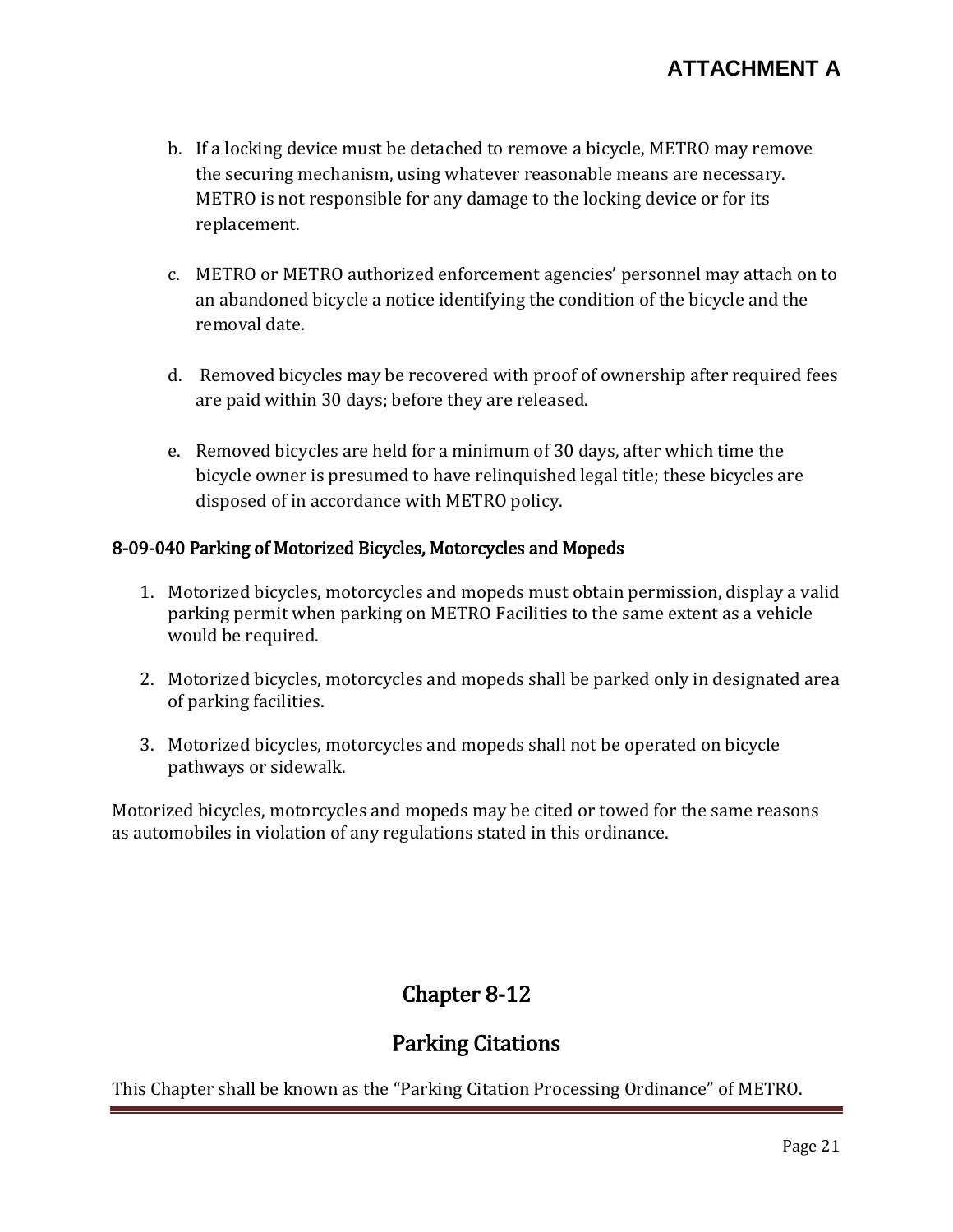b. If a locking device must be detached to remove a bicycle, METRO may remove the securing mechanism, using whatever reasonable means are necessary. METRO is not responsible for any damage to the locking device or for its replacement.

c. METRO or METRO authorized enforcement agencies' personnel may attach on to an abandoned bicycle a notice identifying the condition of the bicycle and the removal date.

d. Removed bicycles may be recovered with proof of ownership after required fees are paid within 30 days; before they are released.

e. Removed bicycles are held for a minimum of 30 days, after which time the bicycle owner is presumed to have relinquished legal title; these bicycles are disposed of in accordance with METRO policy.

### 8-09-040 Parking of Motorized Bicycles, Motorcycles and Mopeds

1. Motorized bicycles, motorcycles and mopeds must obtain permission, display a valid parking permit when parking on METRO Facilities to the same extent as a vehicle would be required.

2. Motorized bicycles, motorcycles and mopeds shall be parked only in designated area of parking facilities.

3. Motorized bicycles, motorcycles and mopeds shall not be operated on bicycle pathways or sidewalk.

Motorized bicycles, motorcycles and mopeds may be cited or towed for the same reasons as automobiles in violation of any regulations stated in this ordinance.

## Chapter 8-12

## Parking Citations

This Chapter shall be known as the "Parking Citation Processing Ordinance" of METRO.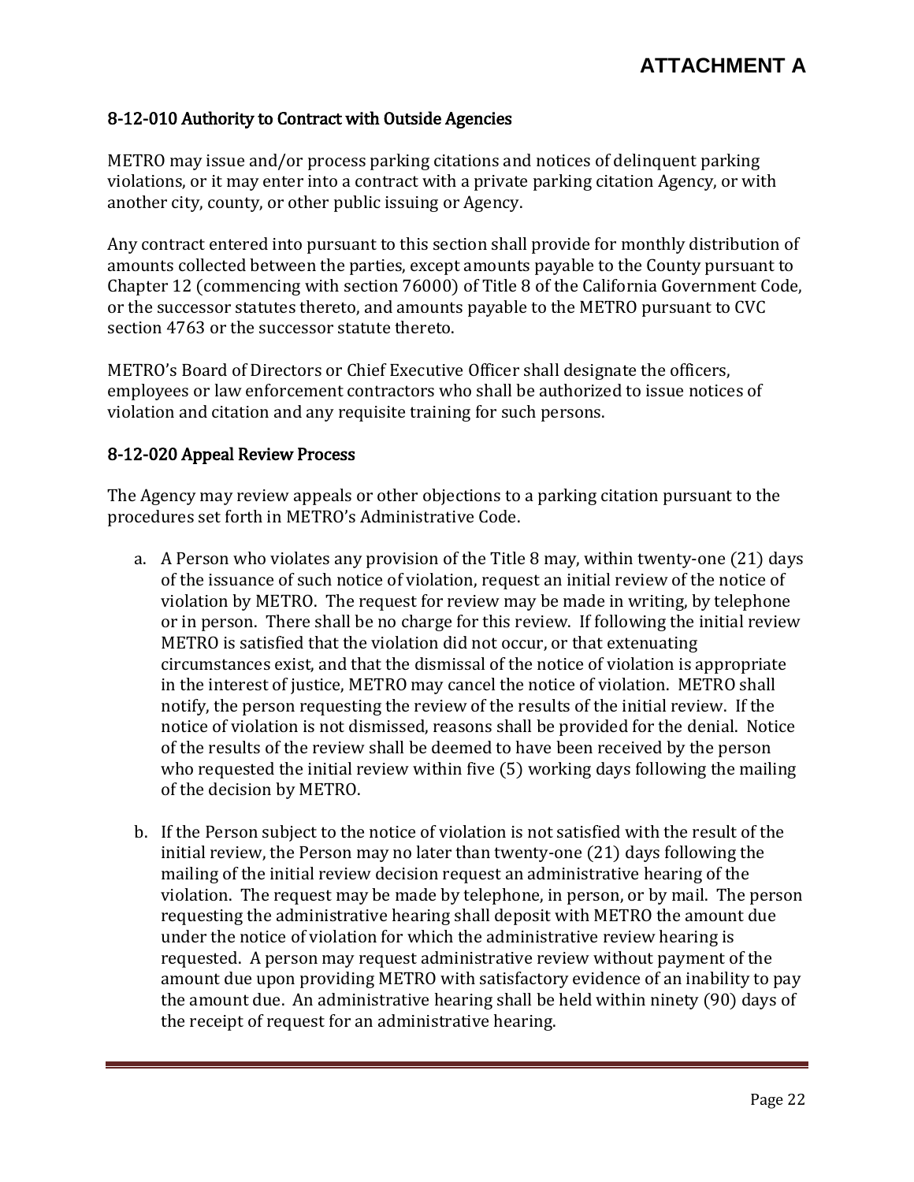# ATTACHMENT A

## 8-12-010 Authority to Contract with Outside Agencies

METRO may issue and/or process parking citations and notices of delinquent parking violations, or it may enter into a contract with a private parking citation Agency, or with another city, county, or other public issuing or Agency.

Any contract entered into pursuant to this section shall provide for monthly distribution of amounts collected between the parties, except amounts payable to the County pursuant to Chapter 12 (commencing with section 76000) of Title 8 of the California Government Code, or the successor statutes thereto, and amounts payable to the METRO pursuant to CVC section 4763 or the successor statute thereto.

METRO's Board of Directors or Chief Executive Officer shall designate the officers, employees or law enforcement contractors who shall be authorized to issue notices of violation and citation and any requisite training for such persons.

## 8-12-020 Appeal Review Process

The Agency may review appeals or other objections to a parking citation pursuant to the procedures set forth in METRO's Administrative Code.

a. A Person who violates any provision of the Title 8 may, within twenty-one (21) days of the issuance of such notice of violation, request an initial review of the notice of violation by METRO. The request for review may be made in writing, by telephone or in person. There shall be no charge for this review. If following the initial review METRO is satisfied that the violation did not occur, or that extenuating circumstances exist, and that the dismissal of the notice of violation is appropriate in the interest of justice, METRO may cancel the notice of violation. METRO shall notify, the person requesting the review of the results of the initial review. If the notice of violation is not dismissed, reasons shall be provided for the denial. Notice of the results of the review shall be deemed to have been received by the person who requested the initial review within five (5) working days following the mailing of the decision by METRO.

b. If the Person subject to the notice of violation is not satisfied with the result of the initial review, the Person may no later than twenty-one (21) days following the mailing of the initial review decision request an administrative hearing of the violation. The request may be made by telephone, in person, or by mail. The person requesting the administrative hearing shall deposit with METRO the amount due under the notice of violation for which the administrative review hearing is requested. A person may request administrative review without payment of the amount due upon providing METRO with satisfactory evidence of an inability to pay the amount due. An administrative hearing shall be held within ninety (90) days of the receipt of request for an administrative hearing.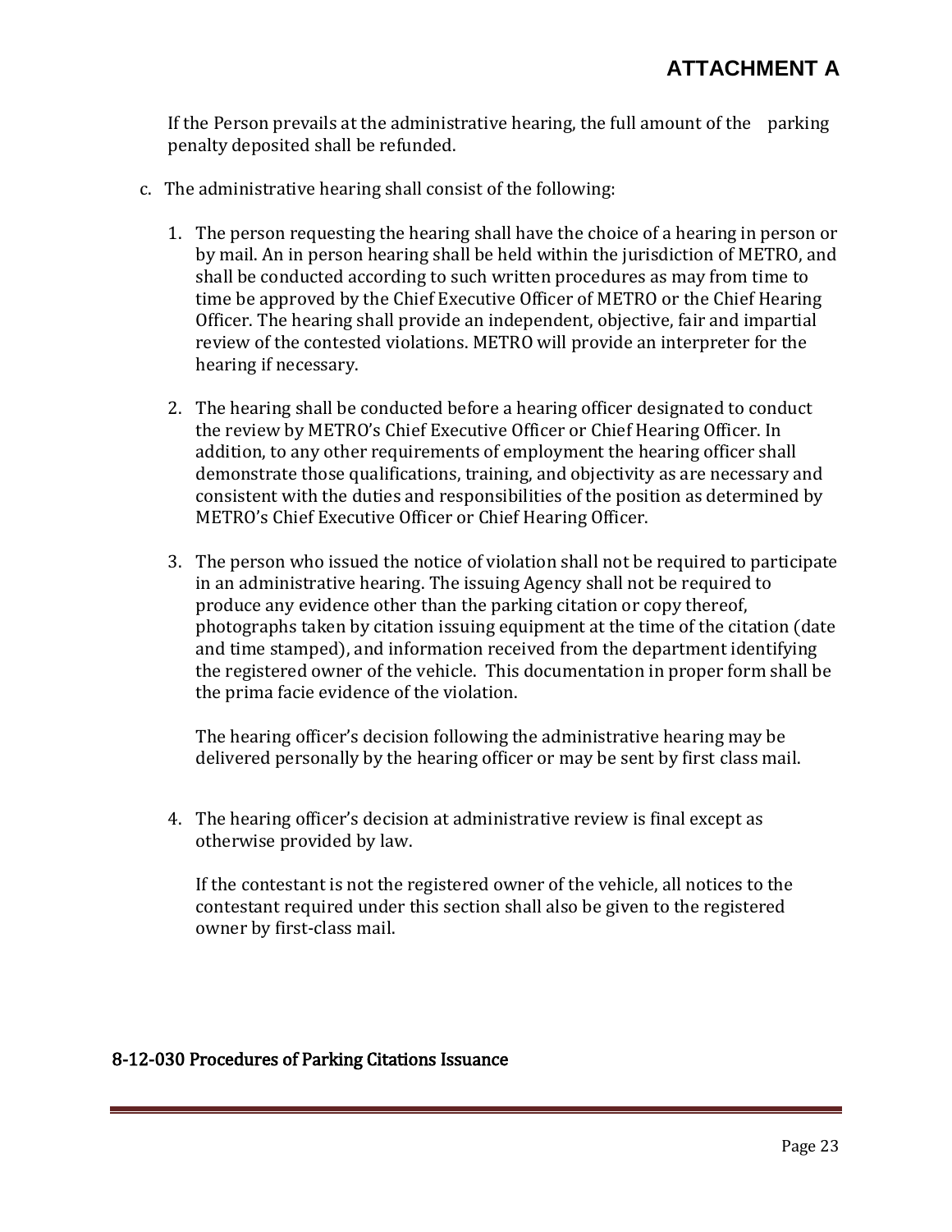If the Person prevails at the administrative hearing, the full amount of the parking penalty deposited shall be refunded.

c. The administrative hearing shall consist of the following:

1. The person requesting the hearing shall have the choice of a hearing in person or by mail. An in person hearing shall be held within the jurisdiction of METRO, and shall be conducted according to such written procedures as may from time to time be approved by the Chief Executive Officer of METRO or the Chief Hearing Officer. The hearing shall provide an independent, objective, fair and impartial review of the contested violations. METRO will provide an interpreter for the hearing if necessary.

2. The hearing shall be conducted before a hearing officer designated to conduct the review by METRO's Chief Executive Officer or Chief Hearing Officer. In addition, to any other requirements of employment the hearing officer shall demonstrate those qualifications, training, and objectivity as are necessary and consistent with the duties and responsibilities of the position as determined by METRO's Chief Executive Officer or Chief Hearing Officer.

3. The person who issued the notice of violation shall not be required to participate in an administrative hearing. The issuing Agency shall not be required to produce any evidence other than the parking citation or copy thereof, photographs taken by citation issuing equipment at the time of the citation (date and time stamped), and information received from the department identifying the registered owner of the vehicle. This documentation in proper form shall be the prima facie evidence of the violation.

   The hearing officer's decision following the administrative hearing may be delivered personally by the hearing officer or may be sent by first class mail.

4. The hearing officer's decision at administrative review is final except as otherwise provided by law.

   If the contestant is not the registered owner of the vehicle, all notices to the contestant required under this section shall also be given to the registered owner by first-class mail.

## 8-12-030 Procedures of Parking Citations Issuance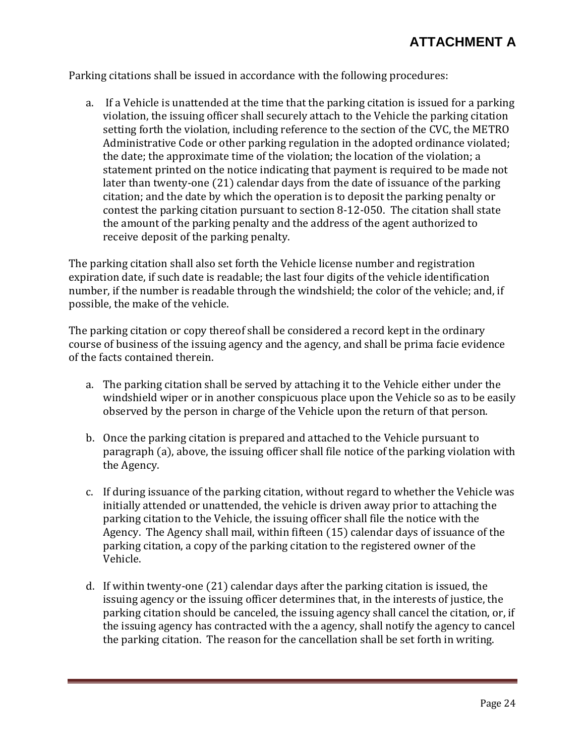# ATTACHMENT A

Parking citations shall be issued in accordance with the following procedures:

a. If a Vehicle is unattended at the time that the parking citation is issued for a parking violation, the issuing officer shall securely attach to the Vehicle the parking citation setting forth the violation, including reference to the section of the CVC, the METRO Administrative Code or other parking regulation in the adopted ordinance violated; the date; the approximate time of the violation; the location of the violation; a statement printed on the notice indicating that payment is required to be made not later than twenty-one (21) calendar days from the date of issuance of the parking citation; and the date by which the operation is to deposit the parking penalty or contest the parking citation pursuant to section 8-12-050. The citation shall state the amount of the parking penalty and the address of the agent authorized to receive deposit of the parking penalty.

The parking citation shall also set forth the Vehicle license number and registration expiration date, if such date is readable; the last four digits of the vehicle identification number, if the number is readable through the windshield; the color of the vehicle; and, if possible, the make of the vehicle.

The parking citation or copy thereof shall be considered a record kept in the ordinary course of business of the issuing agency and the agency, and shall be prima facie evidence of the facts contained therein.

a. The parking citation shall be served by attaching it to the Vehicle either under the windshield wiper or in another conspicuous place upon the Vehicle so as to be easily observed by the person in charge of the Vehicle upon the return of that person.

b. Once the parking citation is prepared and attached to the Vehicle pursuant to paragraph (a), above, the issuing officer shall file notice of the parking violation with the Agency.

c. If during issuance of the parking citation, without regard to whether the Vehicle was initially attended or unattended, the vehicle is driven away prior to attaching the parking citation to the Vehicle, the issuing officer shall file the notice with the Agency. The Agency shall mail, within fifteen (15) calendar days of issuance of the parking citation, a copy of the parking citation to the registered owner of the Vehicle.

d. If within twenty-one (21) calendar days after the parking citation is issued, the issuing agency or the issuing officer determines that, in the interests of justice, the parking citation should be canceled, the issuing agency shall cancel the citation, or, if the issuing agency has contracted with the a agency, shall notify the agency to cancel the parking citation. The reason for the cancellation shall be set forth in writing.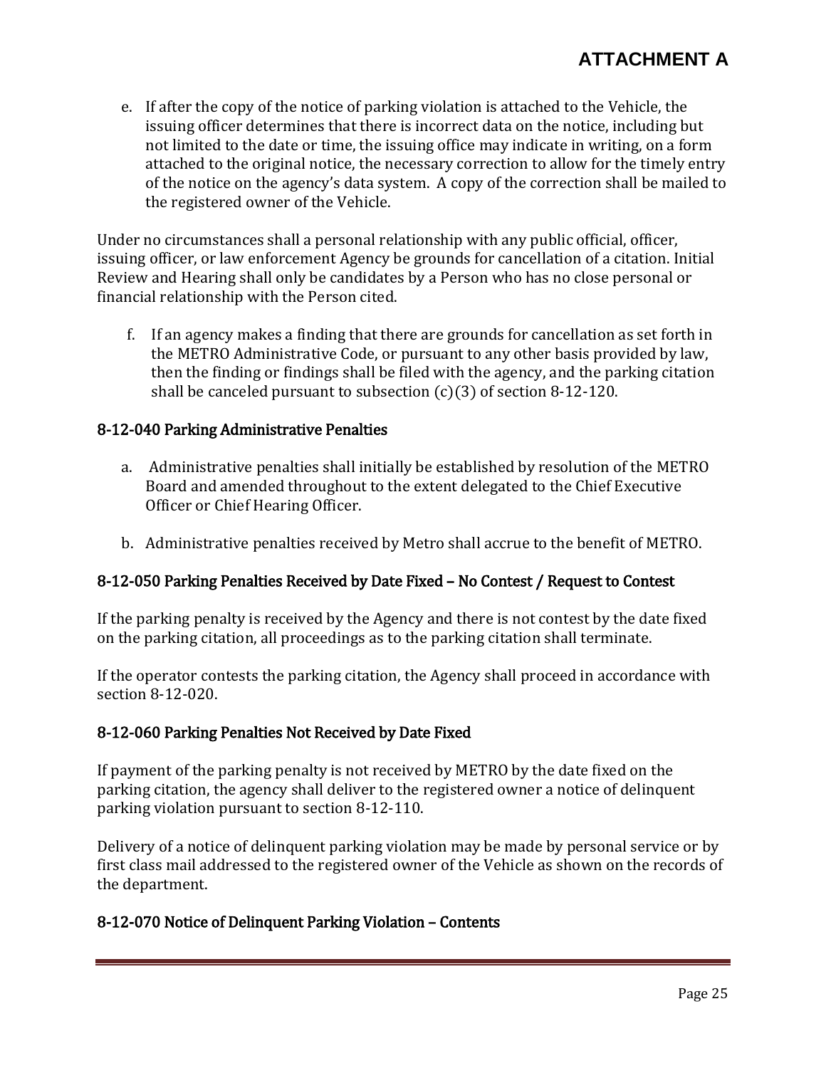e. If after the copy of the notice of parking violation is attached to the Vehicle, the issuing officer determines that there is incorrect data on the notice, including but not limited to the date or time, the issuing office may indicate in writing, on a form attached to the original notice, the necessary correction to allow for the timely entry of the notice on the agency's data system. A copy of the correction shall be mailed to the registered owner of the Vehicle.

Under no circumstances shall a personal relationship with any public official, officer, issuing officer, or law enforcement Agency be grounds for cancellation of a citation. Initial Review and Hearing shall only be candidates by a Person who has no close personal or financial relationship with the Person cited.

f. If an agency makes a finding that there are grounds for cancellation as set forth in the METRO Administrative Code, or pursuant to any other basis provided by law, then the finding or findings shall be filed with the agency, and the parking citation shall be canceled pursuant to subsection (c)(3) of section 8-12-120.

### 8-12-040 Parking Administrative Penalties

a. Administrative penalties shall initially be established by resolution of the METRO Board and amended throughout to the extent delegated to the Chief Executive Officer or Chief Hearing Officer.

b. Administrative penalties received by Metro shall accrue to the benefit of METRO.

### 8-12-050 Parking Penalties Received by Date Fixed – No Contest / Request to Contest

If the parking penalty is received by the Agency and there is not contest by the date fixed on the parking citation, all proceedings as to the parking citation shall terminate.

If the operator contests the parking citation, the Agency shall proceed in accordance with section 8-12-020.

### 8-12-060 Parking Penalties Not Received by Date Fixed

If payment of the parking penalty is not received by METRO by the date fixed on the parking citation, the agency shall deliver to the registered owner a notice of delinquent parking violation pursuant to section 8-12-110.

Delivery of a notice of delinquent parking violation may be made by personal service or by first class mail addressed to the registered owner of the Vehicle as shown on the records of the department.

### 8-12-070 Notice of Delinquent Parking Violation – Contents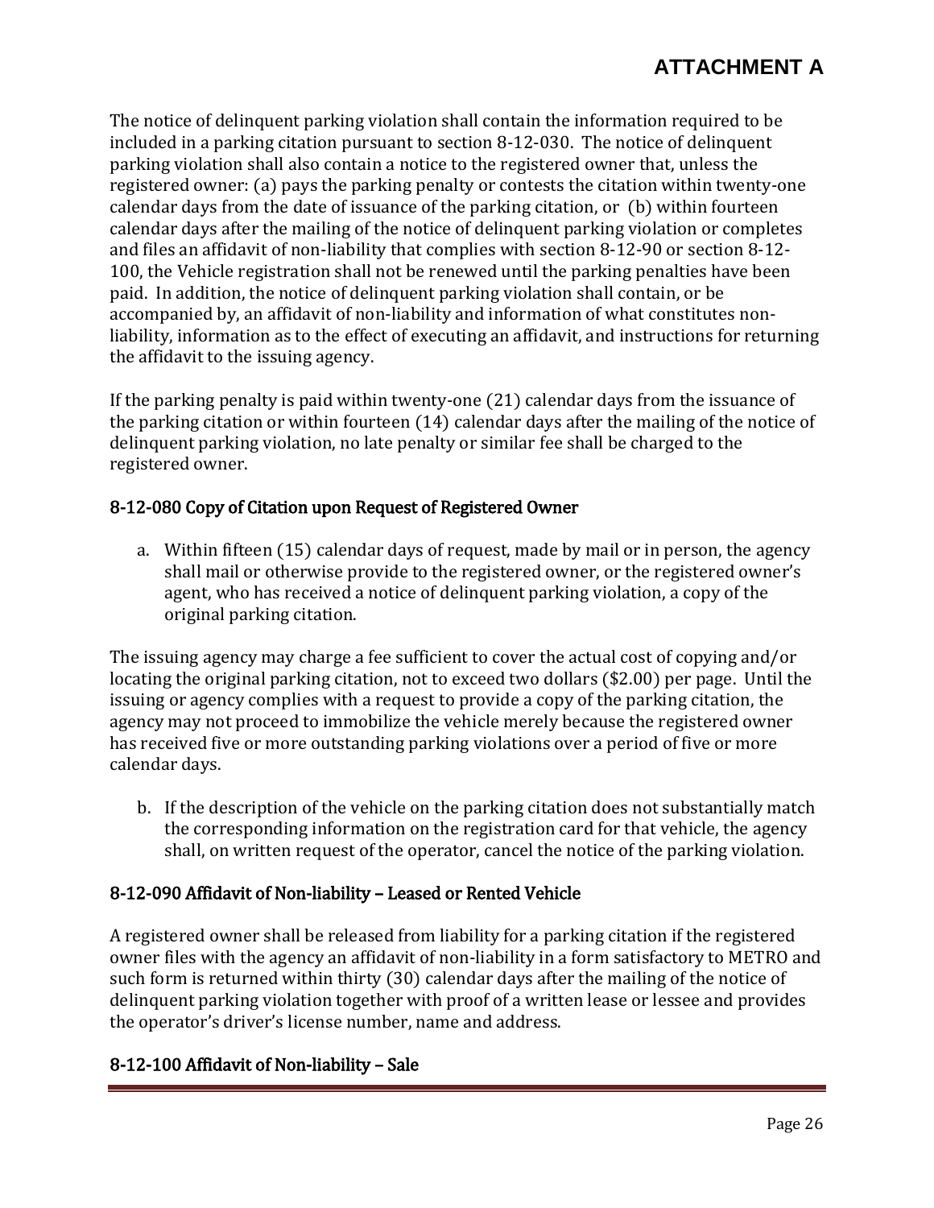The notice of delinquent parking violation shall contain the information required to be included in a parking citation pursuant to section 8-12-030. The notice of delinquent parking violation shall also contain a notice to the registered owner that, unless the registered owner: (a) pays the parking penalty or contests the citation within twenty-one calendar days from the date of issuance of the parking citation, or (b) within fourteen calendar days after the mailing of the notice of delinquent parking violation or completes and files an affidavit of non-liability that complies with section 8-12-90 or section 8-12-100, the Vehicle registration shall not be renewed until the parking penalties have been paid. In addition, the notice of delinquent parking violation shall contain, or be accompanied by, an affidavit of non-liability and information of what constitutes non-liability, information as to the effect of executing an affidavit, and instructions for returning the affidavit to the issuing agency.

If the parking penalty is paid within twenty-one (21) calendar days from the issuance of the parking citation or within fourteen (14) calendar days after the mailing of the notice of delinquent parking violation, no late penalty or similar fee shall be charged to the registered owner.

### 8-12-080 Copy of Citation upon Request of Registered Owner

a. Within fifteen (15) calendar days of request, made by mail or in person, the agency shall mail or otherwise provide to the registered owner, or the registered owner's agent, who has received a notice of delinquent parking violation, a copy of the original parking citation.

The issuing agency may charge a fee sufficient to cover the actual cost of copying and/or locating the original parking citation, not to exceed two dollars ($2.00) per page. Until the issuing or agency complies with a request to provide a copy of the parking citation, the agency may not proceed to immobilize the vehicle merely because the registered owner has received five or more outstanding parking violations over a period of five or more calendar days.

b. If the description of the vehicle on the parking citation does not substantially match the corresponding information on the registration card for that vehicle, the agency shall, on written request of the operator, cancel the notice of the parking violation.

### 8-12-090 Affidavit of Non-liability – Leased or Rented Vehicle

A registered owner shall be released from liability for a parking citation if the registered owner files with the agency an affidavit of non-liability in a form satisfactory to METRO and such form is returned within thirty (30) calendar days after the mailing of the notice of delinquent parking violation together with proof of a written lease or lessee and provides the operator's driver's license number, name and address.

### 8-12-100 Affidavit of Non-liability – Sale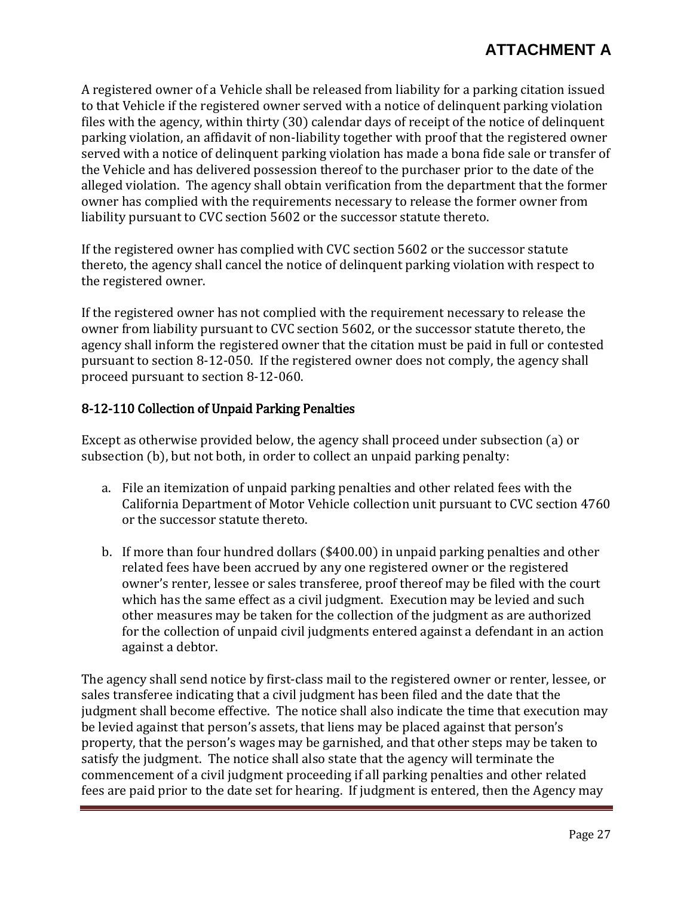A registered owner of a Vehicle shall be released from liability for a parking citation issued to that Vehicle if the registered owner served with a notice of delinquent parking violation files with the agency, within thirty (30) calendar days of receipt of the notice of delinquent parking violation, an affidavit of non-liability together with proof that the registered owner served with a notice of delinquent parking violation has made a bona fide sale or transfer of the Vehicle and has delivered possession thereof to the purchaser prior to the date of the alleged violation. The agency shall obtain verification from the department that the former owner has complied with the requirements necessary to release the former owner from liability pursuant to CVC section 5602 or the successor statute thereto.

If the registered owner has complied with CVC section 5602 or the successor statute thereto, the agency shall cancel the notice of delinquent parking violation with respect to the registered owner.

If the registered owner has not complied with the requirement necessary to release the owner from liability pursuant to CVC section 5602, or the successor statute thereto, the agency shall inform the registered owner that the citation must be paid in full or contested pursuant to section 8-12-050. If the registered owner does not comply, the agency shall proceed pursuant to section 8-12-060.

### 8-12-110 Collection of Unpaid Parking Penalties

Except as otherwise provided below, the agency shall proceed under subsection (a) or subsection (b), but not both, in order to collect an unpaid parking penalty:

a. File an itemization of unpaid parking penalties and other related fees with the California Department of Motor Vehicle collection unit pursuant to CVC section 4760 or the successor statute thereto.

b. If more than four hundred dollars ($400.00) in unpaid parking penalties and other related fees have been accrued by any one registered owner or the registered owner's renter, lessee or sales transferee, proof thereof may be filed with the court which has the same effect as a civil judgment. Execution may be levied and such other measures may be taken for the collection of the judgment as are authorized for the collection of unpaid civil judgments entered against a defendant in an action against a debtor.

The agency shall send notice by first-class mail to the registered owner or renter, lessee, or sales transferee indicating that a civil judgment has been filed and the date that the judgment shall become effective. The notice shall also indicate the time that execution may be levied against that person's assets, that liens may be placed against that person's property, that the person's wages may be garnished, and that other steps may be taken to satisfy the judgment. The notice shall also state that the agency will terminate the commencement of a civil judgment proceeding if all parking penalties and other related fees are paid prior to the date set for hearing. If judgment is entered, then the Agency may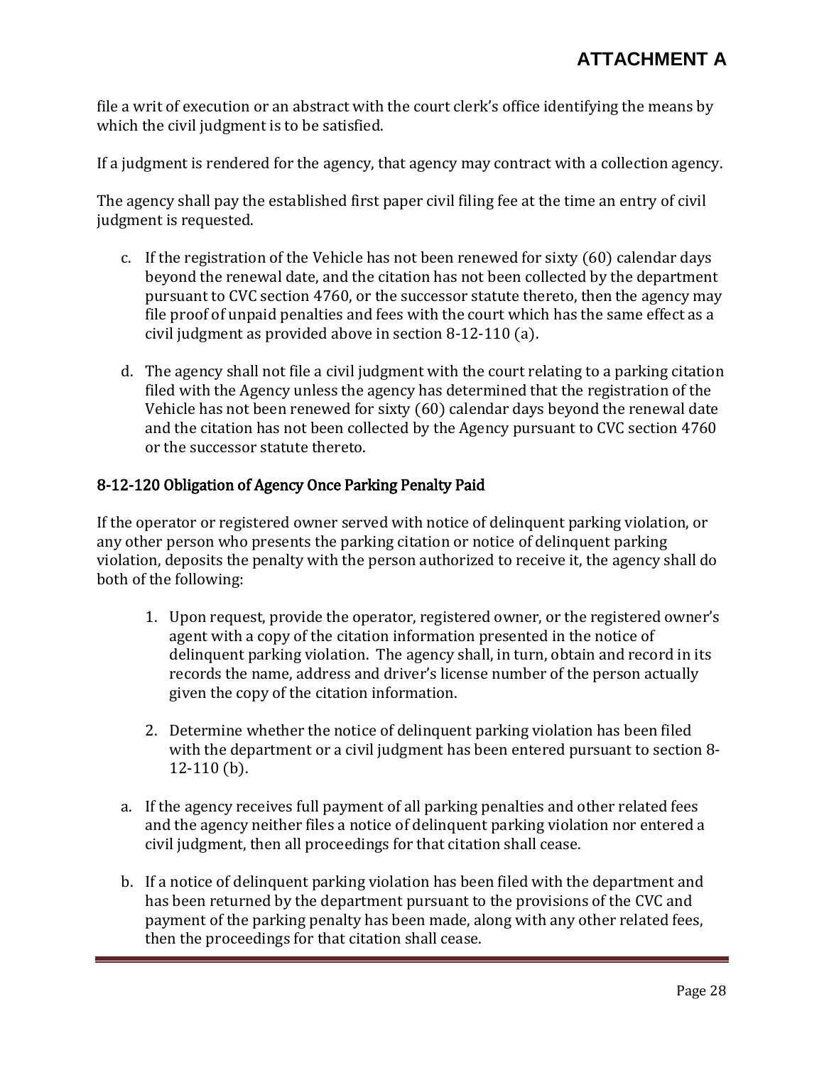file a writ of execution or an abstract with the court clerk's office identifying the means by which the civil judgment is to be satisfied.

If a judgment is rendered for the agency, that agency may contract with a collection agency.

The agency shall pay the established first paper civil filing fee at the time an entry of civil judgment is requested.

c. If the registration of the Vehicle has not been renewed for sixty (60) calendar days beyond the renewal date, and the citation has not been collected by the department pursuant to CVC section 4760, or the successor statute thereto, then the agency may file proof of unpaid penalties and fees with the court which has the same effect as a civil judgment as provided above in section 8-12-110 (a).

d. The agency shall not file a civil judgment with the court relating to a parking citation filed with the Agency unless the agency has determined that the registration of the Vehicle has not been renewed for sixty (60) calendar days beyond the renewal date and the citation has not been collected by the Agency pursuant to CVC section 4760 or the successor statute thereto.

## 8-12-120 Obligation of Agency Once Parking Penalty Paid

If the operator or registered owner served with notice of delinquent parking violation, or any other person who presents the parking citation or notice of delinquent parking violation, deposits the penalty with the person authorized to receive it, the agency shall do both of the following:

1. Upon request, provide the operator, registered owner, or the registered owner's agent with a copy of the citation information presented in the notice of delinquent parking violation. The agency shall, in turn, obtain and record in its records the name, address and driver's license number of the person actually given the copy of the citation information.

2. Determine whether the notice of delinquent parking violation has been filed with the department or a civil judgment has been entered pursuant to section 8-12-110 (b).

a. If the agency receives full payment of all parking penalties and other related fees and the agency neither files a notice of delinquent parking violation nor entered a civil judgment, then all proceedings for that citation shall cease.

b. If a notice of delinquent parking violation has been filed with the department and has been returned by the department pursuant to the provisions of the CVC and payment of the parking penalty has been made, along with any other related fees, then the proceedings for that citation shall cease.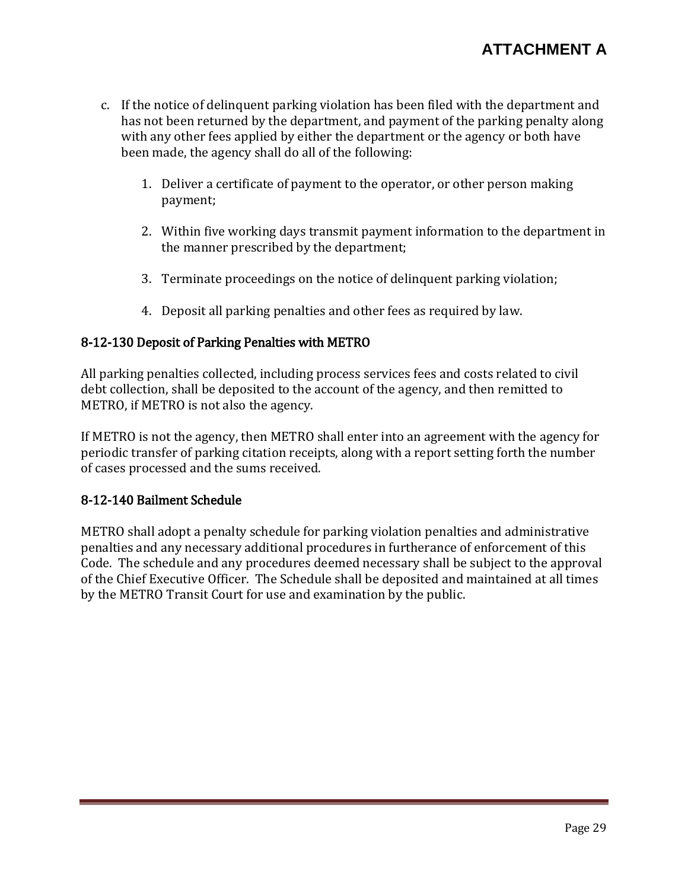c. If the notice of delinquent parking violation has been filed with the department and has not been returned by the department, and payment of the parking penalty along with any other fees applied by either the department or the agency or both have been made, the agency shall do all of the following:

   1. Deliver a certificate of payment to the operator, or other person making payment;

   2. Within five working days transmit payment information to the department in the manner prescribed by the department;

   3. Terminate proceedings on the notice of delinquent parking violation;

   4. Deposit all parking penalties and other fees as required by law.

### 8-12-130 Deposit of Parking Penalties with METRO

All parking penalties collected, including process services fees and costs related to civil debt collection, shall be deposited to the account of the agency, and then remitted to METRO, if METRO is not also the agency.

If METRO is not the agency, then METRO shall enter into an agreement with the agency for periodic transfer of parking citation receipts, along with a report setting forth the number of cases processed and the sums received.

### 8-12-140 Bailment Schedule

METRO shall adopt a penalty schedule for parking violation penalties and administrative penalties and any necessary additional procedures in furtherance of enforcement of this Code. The schedule and any procedures deemed necessary shall be subject to the approval of the Chief Executive Officer. The Schedule shall be deposited and maintained at all times by the METRO Transit Court for use and examination by the public.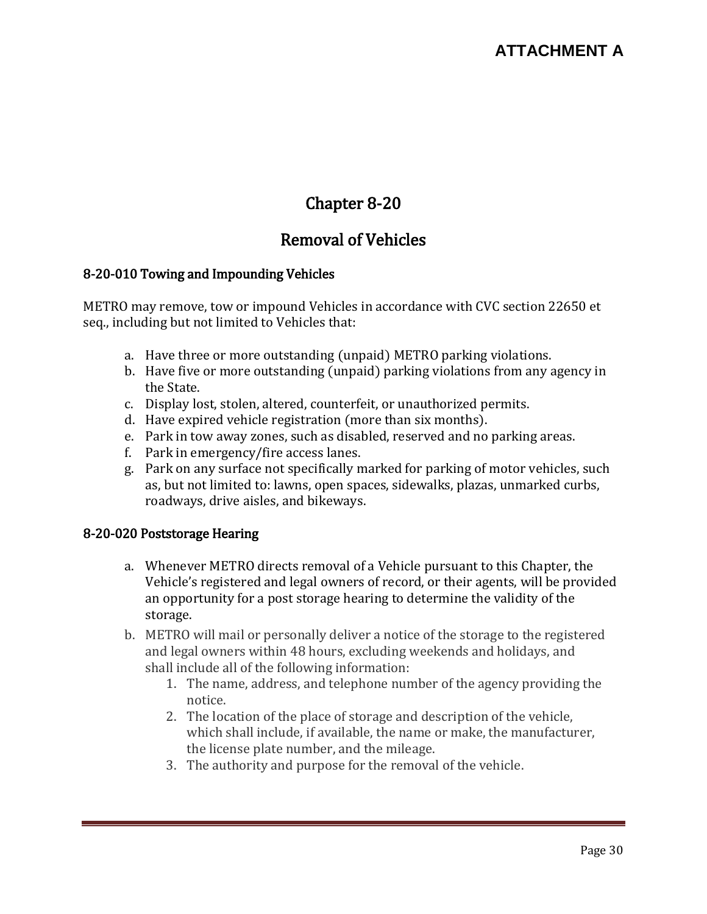**ATTACHMENT A**

# Chapter 8-20

# Removal of Vehicles

### 8-20-010 Towing and Impounding Vehicles

METRO may remove, tow or impound Vehicles in accordance with CVC section 22650 et seq., including but not limited to Vehicles that:

a. Have three or more outstanding (unpaid) METRO parking violations.
b. Have five or more outstanding (unpaid) parking violations from any agency in the State.
c. Display lost, stolen, altered, counterfeit, or unauthorized permits.
d. Have expired vehicle registration (more than six months).
e. Park in tow away zones, such as disabled, reserved and no parking areas.
f. Park in emergency/fire access lanes.
g. Park on any surface not specifically marked for parking of motor vehicles, such as, but not limited to: lawns, open spaces, sidewalks, plazas, unmarked curbs, roadways, drive aisles, and bikeways.

### 8-20-020 Poststorage Hearing

a. Whenever METRO directs removal of a Vehicle pursuant to this Chapter, the Vehicle's registered and legal owners of record, or their agents, will be provided an opportunity for a post storage hearing to determine the validity of the storage.
b. METRO will mail or personally deliver a notice of the storage to the registered and legal owners within 48 hours, excluding weekends and holidays, and shall include all of the following information:
    1. The name, address, and telephone number of the agency providing the notice.
    2. The location of the place of storage and description of the vehicle, which shall include, if available, the name or make, the manufacturer, the license plate number, and the mileage.
    3. The authority and purpose for the removal of the vehicle.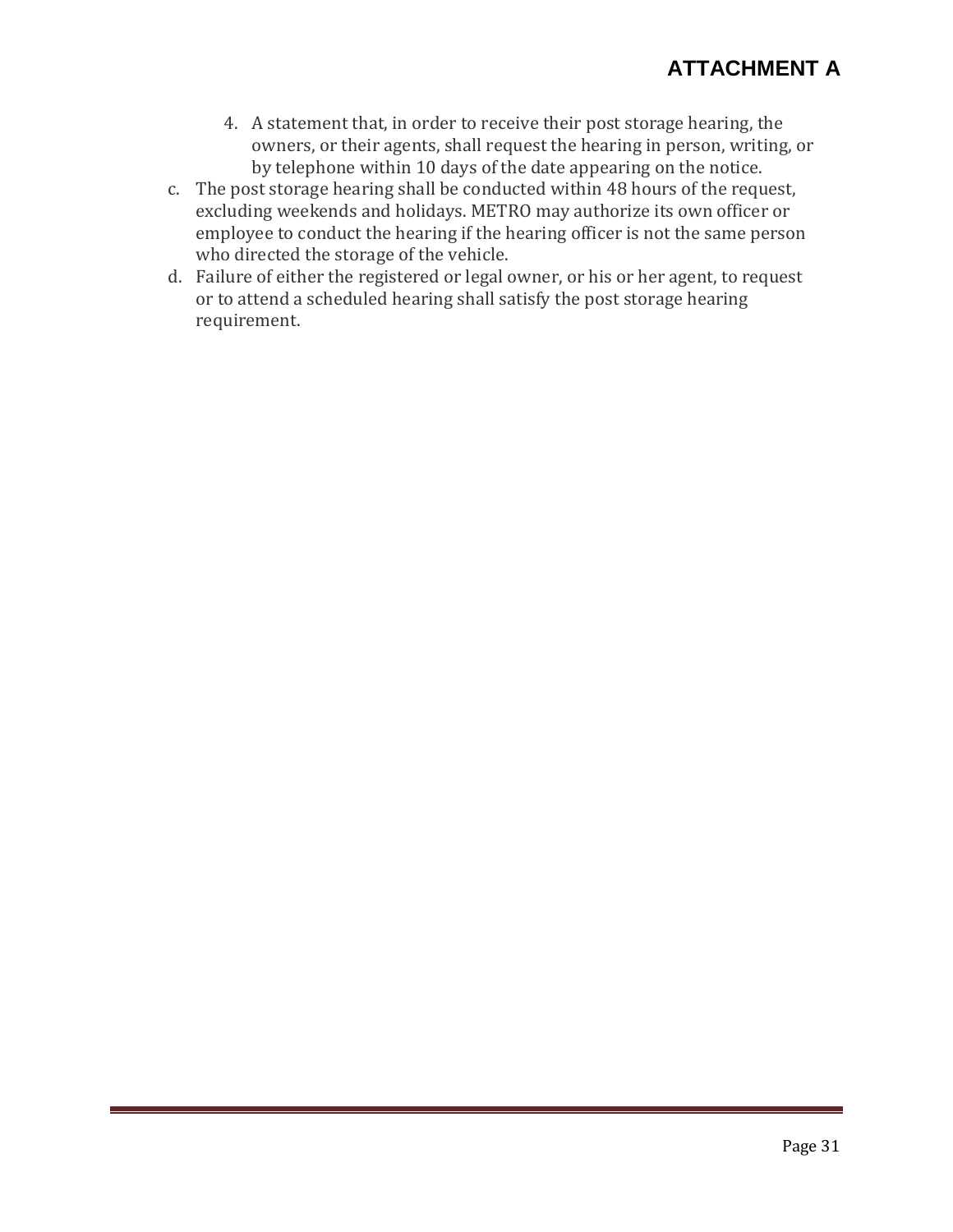4. A statement that, in order to receive their post storage hearing, the owners, or their agents, shall request the hearing in person, writing, or by telephone within 10 days of the date appearing on the notice.

c. The post storage hearing shall be conducted within 48 hours of the request, excluding weekends and holidays. METRO may authorize its own officer or employee to conduct the hearing if the hearing officer is not the same person who directed the storage of the vehicle.

d. Failure of either the registered or legal owner, or his or her agent, to request or to attend a scheduled hearing shall satisfy the post storage hearing requirement.